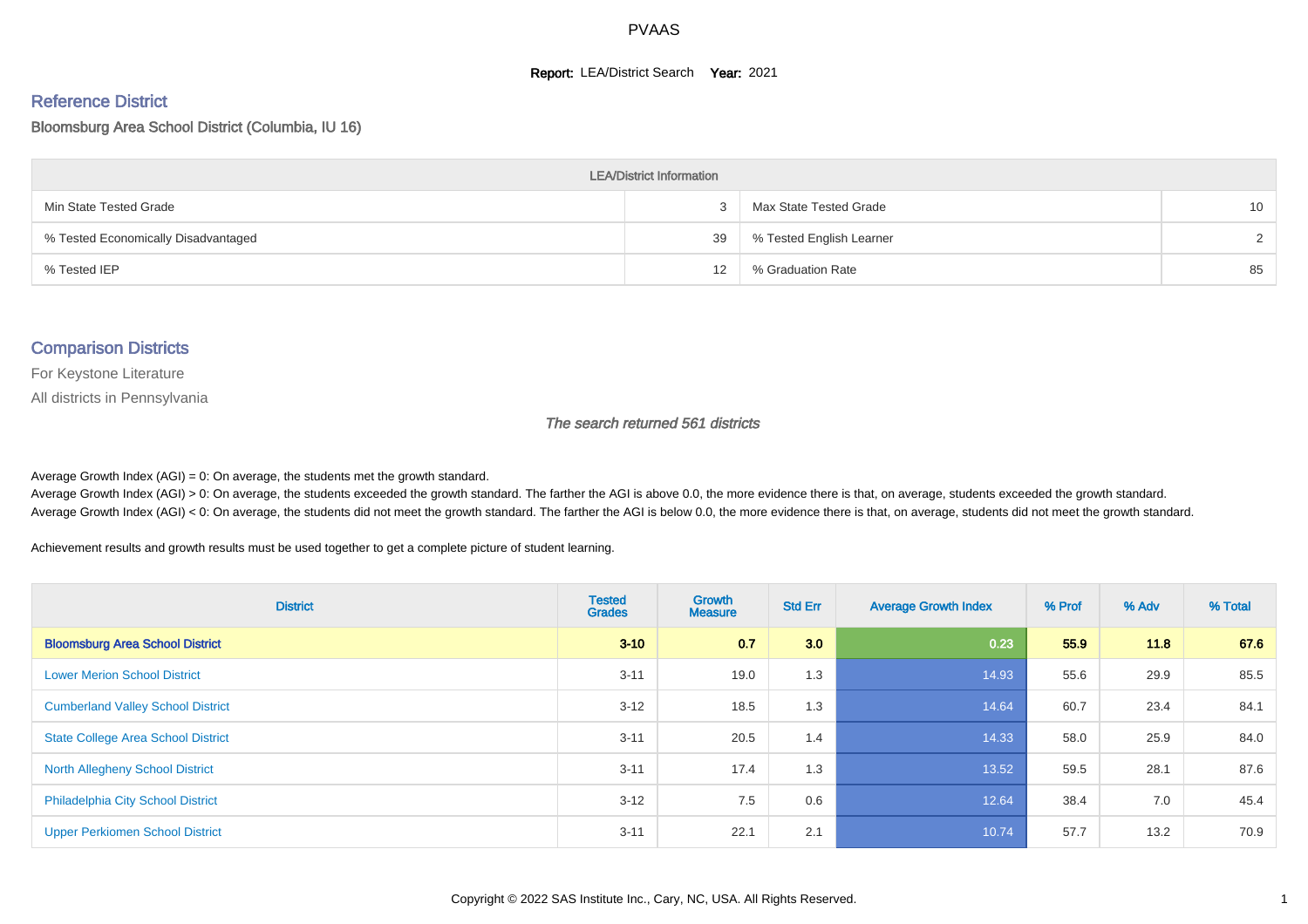# PVAAS

**Report:** LEA/District Search **Year:** 2021

## Reference District

Bloomsburg Area School District (Columbia, IU 16)

| LEA/District Information | | | |
|---|---|---|---|
| Min State Tested Grade | 3 | Max State Tested Grade | 10 |
| % Tested Economically Disadvantaged | 39 | % Tested English Learner | 2 |
| % Tested IEP | 12 | % Graduation Rate | 85 |

## Comparison Districts

For Keystone Literature

All districts in Pennsylvania

*The search returned 561 districts*

Average Growth Index (AGI) = 0: On average, the students met the growth standard.

Average Growth Index (AGI) > 0: On average, the students exceeded the growth standard. The farther the AGI is above 0.0, the more evidence there is that, on average, students exceeded the growth standard.

Average Growth Index (AGI) < 0: On average, the students did not meet the growth standard. The farther the AGI is below 0.0, the more evidence there is that, on average, students did not meet the growth standard.

Achievement results and growth results must be used together to get a complete picture of student learning.

| District | Tested Grades | Growth Measure | Std Err | Average Growth Index | % Prof | % Adv | % Total |
|---|---|---|---|---|---|---|---|
| **Bloomsburg Area School District** | **3-10** | **0.7** | **3.0** | **0.23** | **55.9** | **11.8** | **67.6** |
| Lower Merion School District | 3-11 | 19.0 | 1.3 | 14.93 | 55.6 | 29.9 | 85.5 |
| Cumberland Valley School District | 3-12 | 18.5 | 1.3 | 14.64 | 60.7 | 23.4 | 84.1 |
| State College Area School District | 3-11 | 20.5 | 1.4 | 14.33 | 58.0 | 25.9 | 84.0 |
| North Allegheny School District | 3-11 | 17.4 | 1.3 | 13.52 | 59.5 | 28.1 | 87.6 |
| Philadelphia City School District | 3-12 | 7.5 | 0.6 | 12.64 | 38.4 | 7.0 | 45.4 |
| Upper Perkiomen School District | 3-11 | 22.1 | 2.1 | 10.74 | 57.7 | 13.2 | 70.9 |

Copyright © 2022 SAS Institute Inc., Cary, NC, USA. All Rights Reserved.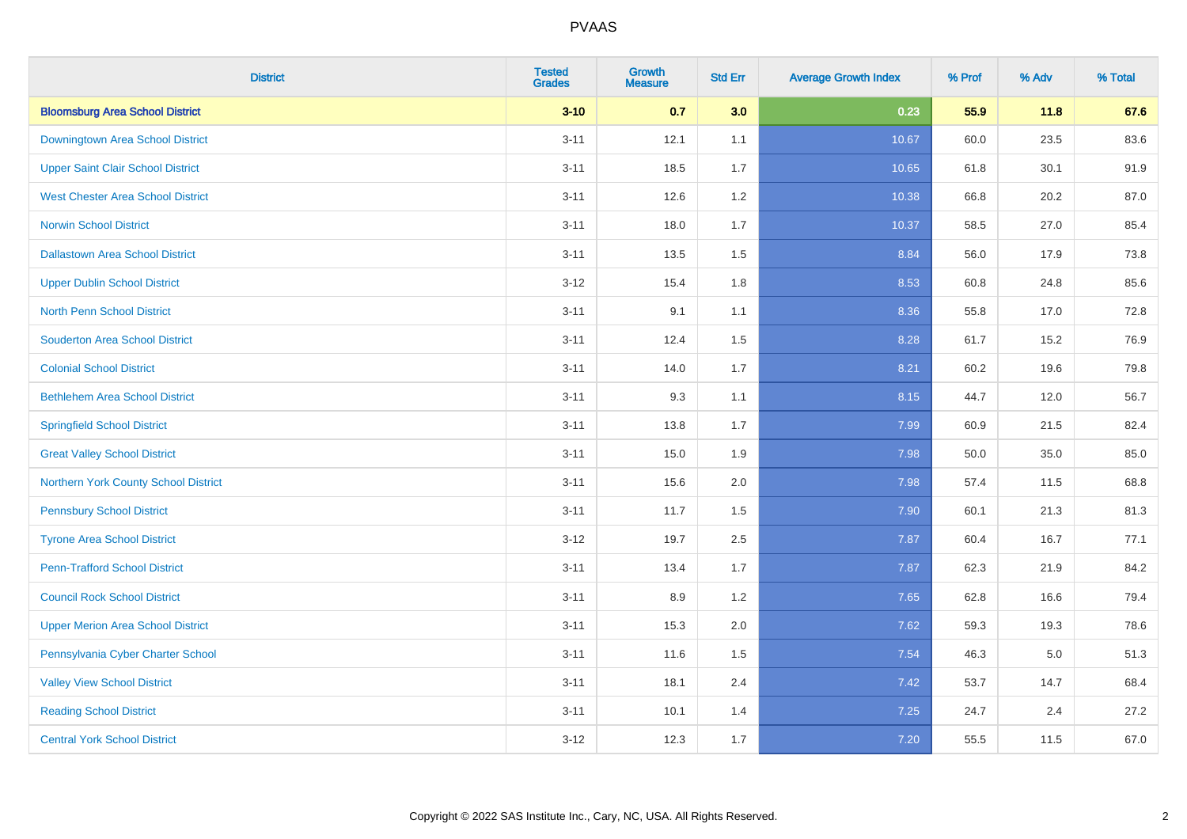# PVAAS

| District | Tested Grades | Growth Measure | Std Err | Average Growth Index | % Prof | % Adv | % Total |
|---|---|---|---|---|---|---|---|
| **Bloomsburg Area School District** | **3-10** | **0.7** | **3.0** | **0.23** | **55.9** | **11.8** | **67.6** |
| Downingtown Area School District | 3-11 | 12.1 | 1.1 | 10.67 | 60.0 | 23.5 | 83.6 |
| Upper Saint Clair School District | 3-11 | 18.5 | 1.7 | 10.65 | 61.8 | 30.1 | 91.9 |
| West Chester Area School District | 3-11 | 12.6 | 1.2 | 10.38 | 66.8 | 20.2 | 87.0 |
| Norwin School District | 3-11 | 18.0 | 1.7 | 10.37 | 58.5 | 27.0 | 85.4 |
| Dallastown Area School District | 3-11 | 13.5 | 1.5 | 8.84 | 56.0 | 17.9 | 73.8 |
| Upper Dublin School District | 3-12 | 15.4 | 1.8 | 8.53 | 60.8 | 24.8 | 85.6 |
| North Penn School District | 3-11 | 9.1 | 1.1 | 8.36 | 55.8 | 17.0 | 72.8 |
| Souderton Area School District | 3-11 | 12.4 | 1.5 | 8.28 | 61.7 | 15.2 | 76.9 |
| Colonial School District | 3-11 | 14.0 | 1.7 | 8.21 | 60.2 | 19.6 | 79.8 |
| Bethlehem Area School District | 3-11 | 9.3 | 1.1 | 8.15 | 44.7 | 12.0 | 56.7 |
| Springfield School District | 3-11 | 13.8 | 1.7 | 7.99 | 60.9 | 21.5 | 82.4 |
| Great Valley School District | 3-11 | 15.0 | 1.9 | 7.98 | 50.0 | 35.0 | 85.0 |
| Northern York County School District | 3-11 | 15.6 | 2.0 | 7.98 | 57.4 | 11.5 | 68.8 |
| Pennsbury School District | 3-11 | 11.7 | 1.5 | 7.90 | 60.1 | 21.3 | 81.3 |
| Tyrone Area School District | 3-12 | 19.7 | 2.5 | 7.87 | 60.4 | 16.7 | 77.1 |
| Penn-Trafford School District | 3-11 | 13.4 | 1.7 | 7.87 | 62.3 | 21.9 | 84.2 |
| Council Rock School District | 3-11 | 8.9 | 1.2 | 7.65 | 62.8 | 16.6 | 79.4 |
| Upper Merion Area School District | 3-11 | 15.3 | 2.0 | 7.62 | 59.3 | 19.3 | 78.6 |
| Pennsylvania Cyber Charter School | 3-11 | 11.6 | 1.5 | 7.54 | 46.3 | 5.0 | 51.3 |
| Valley View School District | 3-11 | 18.1 | 2.4 | 7.42 | 53.7 | 14.7 | 68.4 |
| Reading School District | 3-11 | 10.1 | 1.4 | 7.25 | 24.7 | 2.4 | 27.2 |
| Central York School District | 3-12 | 12.3 | 1.7 | 7.20 | 55.5 | 11.5 | 67.0 |

Copyright © 2022 SAS Institute Inc., Cary, NC, USA. All Rights Reserved.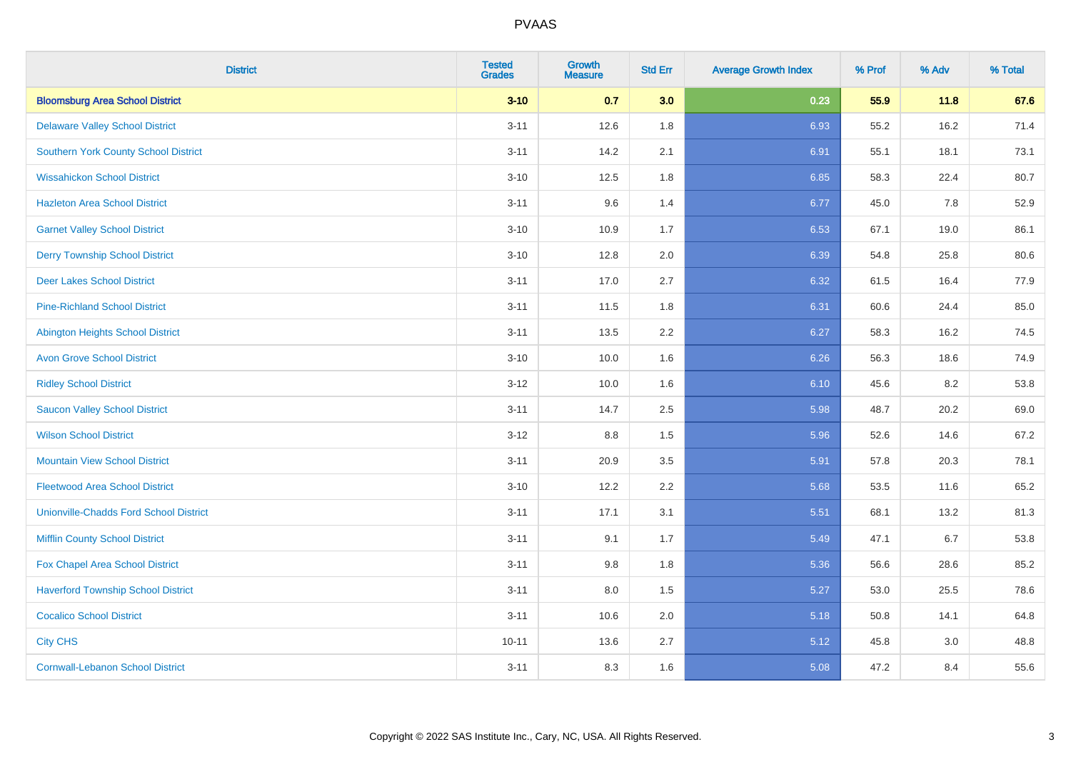| District | Tested Grades | Growth Measure | Std Err | Average Growth Index | % Prof | % Adv | % Total |
|---|---|---|---|---|---|---|---|
| **Bloomsburg Area School District** | **3-10** | **0.7** | **3.0** | **0.23** | **55.9** | **11.8** | **67.6** |
| Delaware Valley School District | 3-11 | 12.6 | 1.8 | 6.93 | 55.2 | 16.2 | 71.4 |
| Southern York County School District | 3-11 | 14.2 | 2.1 | 6.91 | 55.1 | 18.1 | 73.1 |
| Wissahickon School District | 3-10 | 12.5 | 1.8 | 6.85 | 58.3 | 22.4 | 80.7 |
| Hazleton Area School District | 3-11 | 9.6 | 1.4 | 6.77 | 45.0 | 7.8 | 52.9 |
| Garnet Valley School District | 3-10 | 10.9 | 1.7 | 6.53 | 67.1 | 19.0 | 86.1 |
| Derry Township School District | 3-10 | 12.8 | 2.0 | 6.39 | 54.8 | 25.8 | 80.6 |
| Deer Lakes School District | 3-11 | 17.0 | 2.7 | 6.32 | 61.5 | 16.4 | 77.9 |
| Pine-Richland School District | 3-11 | 11.5 | 1.8 | 6.31 | 60.6 | 24.4 | 85.0 |
| Abington Heights School District | 3-11 | 13.5 | 2.2 | 6.27 | 58.3 | 16.2 | 74.5 |
| Avon Grove School District | 3-10 | 10.0 | 1.6 | 6.26 | 56.3 | 18.6 | 74.9 |
| Ridley School District | 3-12 | 10.0 | 1.6 | 6.10 | 45.6 | 8.2 | 53.8 |
| Saucon Valley School District | 3-11 | 14.7 | 2.5 | 5.98 | 48.7 | 20.2 | 69.0 |
| Wilson School District | 3-12 | 8.8 | 1.5 | 5.96 | 52.6 | 14.6 | 67.2 |
| Mountain View School District | 3-11 | 20.9 | 3.5 | 5.91 | 57.8 | 20.3 | 78.1 |
| Fleetwood Area School District | 3-10 | 12.2 | 2.2 | 5.68 | 53.5 | 11.6 | 65.2 |
| Unionville-Chadds Ford School District | 3-11 | 17.1 | 3.1 | 5.51 | 68.1 | 13.2 | 81.3 |
| Mifflin County School District | 3-11 | 9.1 | 1.7 | 5.49 | 47.1 | 6.7 | 53.8 |
| Fox Chapel Area School District | 3-11 | 9.8 | 1.8 | 5.36 | 56.6 | 28.6 | 85.2 |
| Haverford Township School District | 3-11 | 8.0 | 1.5 | 5.27 | 53.0 | 25.5 | 78.6 |
| Cocalico School District | 3-11 | 10.6 | 2.0 | 5.18 | 50.8 | 14.1 | 64.8 |
| City CHS | 10-11 | 13.6 | 2.7 | 5.12 | 45.8 | 3.0 | 48.8 |
| Cornwall-Lebanon School District | 3-11 | 8.3 | 1.6 | 5.08 | 47.2 | 8.4 | 55.6 |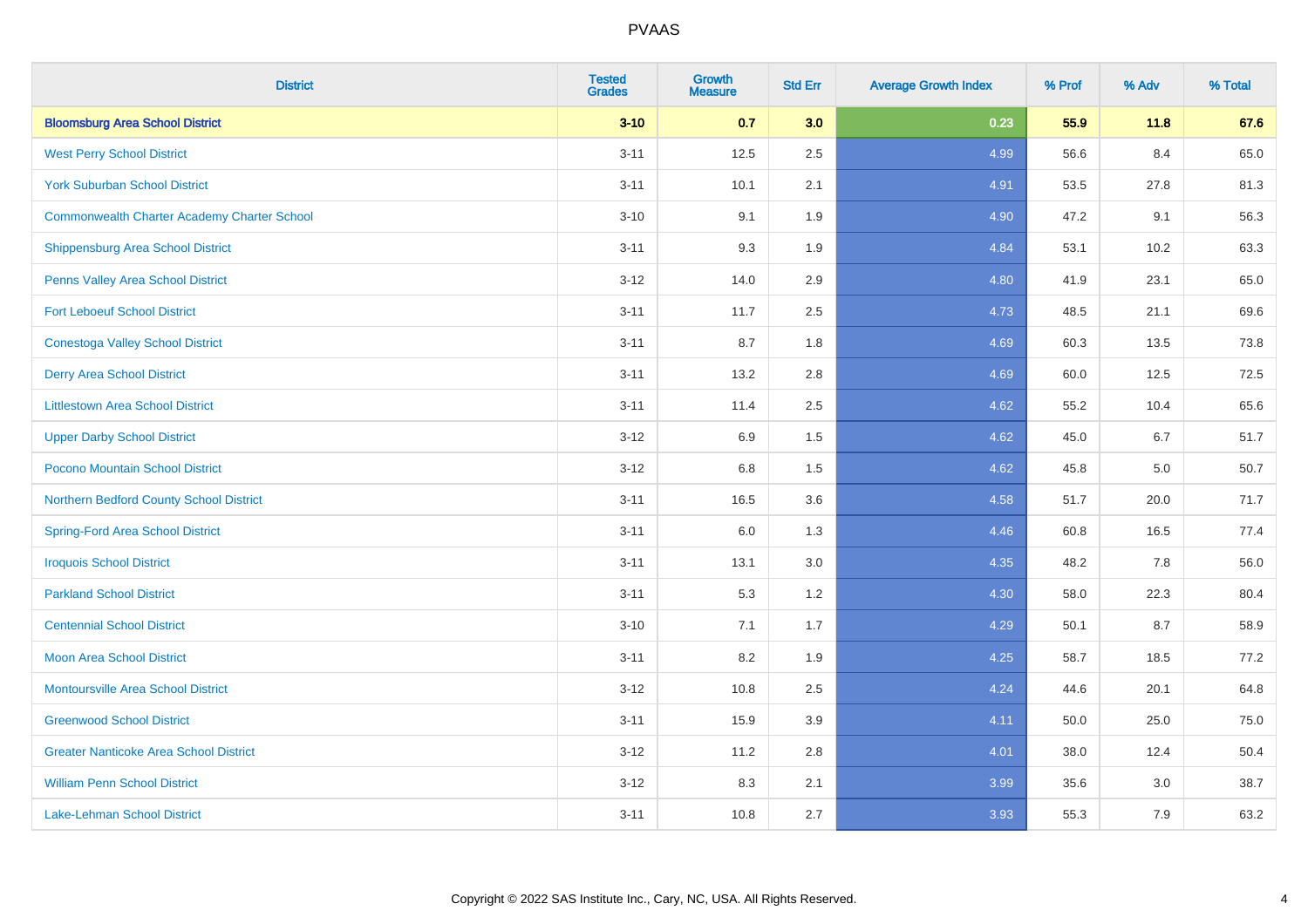# PVAAS

| District | Tested Grades | Growth Measure | Std Err | Average Growth Index | % Prof | % Adv | % Total |
|---|---|---|---|---|---|---|---|
| **Bloomsburg Area School District** | **3-10** | **0.7** | **3.0** | **0.23** | **55.9** | **11.8** | **67.6** |
| West Perry School District | 3-11 | 12.5 | 2.5 | 4.99 | 56.6 | 8.4 | 65.0 |
| York Suburban School District | 3-11 | 10.1 | 2.1 | 4.91 | 53.5 | 27.8 | 81.3 |
| Commonwealth Charter Academy Charter School | 3-10 | 9.1 | 1.9 | 4.90 | 47.2 | 9.1 | 56.3 |
| Shippensburg Area School District | 3-11 | 9.3 | 1.9 | 4.84 | 53.1 | 10.2 | 63.3 |
| Penns Valley Area School District | 3-12 | 14.0 | 2.9 | 4.80 | 41.9 | 23.1 | 65.0 |
| Fort Leboeuf School District | 3-11 | 11.7 | 2.5 | 4.73 | 48.5 | 21.1 | 69.6 |
| Conestoga Valley School District | 3-11 | 8.7 | 1.8 | 4.69 | 60.3 | 13.5 | 73.8 |
| Derry Area School District | 3-11 | 13.2 | 2.8 | 4.69 | 60.0 | 12.5 | 72.5 |
| Littlestown Area School District | 3-11 | 11.4 | 2.5 | 4.62 | 55.2 | 10.4 | 65.6 |
| Upper Darby School District | 3-12 | 6.9 | 1.5 | 4.62 | 45.0 | 6.7 | 51.7 |
| Pocono Mountain School District | 3-12 | 6.8 | 1.5 | 4.62 | 45.8 | 5.0 | 50.7 |
| Northern Bedford County School District | 3-11 | 16.5 | 3.6 | 4.58 | 51.7 | 20.0 | 71.7 |
| Spring-Ford Area School District | 3-11 | 6.0 | 1.3 | 4.46 | 60.8 | 16.5 | 77.4 |
| Iroquois School District | 3-11 | 13.1 | 3.0 | 4.35 | 48.2 | 7.8 | 56.0 |
| Parkland School District | 3-11 | 5.3 | 1.2 | 4.30 | 58.0 | 22.3 | 80.4 |
| Centennial School District | 3-10 | 7.1 | 1.7 | 4.29 | 50.1 | 8.7 | 58.9 |
| Moon Area School District | 3-11 | 8.2 | 1.9 | 4.25 | 58.7 | 18.5 | 77.2 |
| Montoursville Area School District | 3-12 | 10.8 | 2.5 | 4.24 | 44.6 | 20.1 | 64.8 |
| Greenwood School District | 3-11 | 15.9 | 3.9 | 4.11 | 50.0 | 25.0 | 75.0 |
| Greater Nanticoke Area School District | 3-12 | 11.2 | 2.8 | 4.01 | 38.0 | 12.4 | 50.4 |
| William Penn School District | 3-12 | 8.3 | 2.1 | 3.99 | 35.6 | 3.0 | 38.7 |
| Lake-Lehman School District | 3-11 | 10.8 | 2.7 | 3.93 | 55.3 | 7.9 | 63.2 |

Copyright © 2022 SAS Institute Inc., Cary, NC, USA. All Rights Reserved.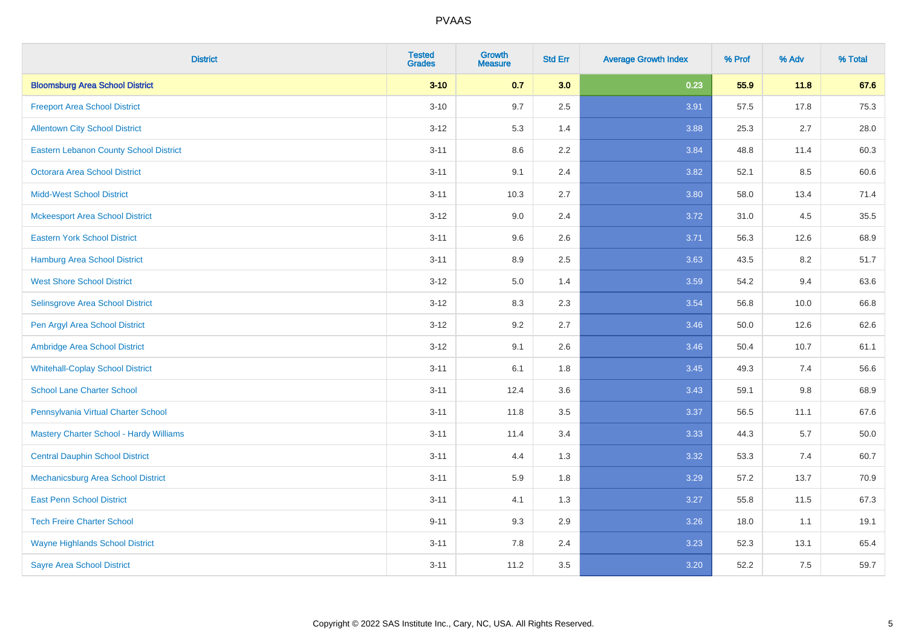| District | Tested Grades | Growth Measure | Std Err | Average Growth Index | % Prof | % Adv | % Total |
|---|---|---|---|---|---|---|---|
| **Bloomsburg Area School District** | **3-10** | **0.7** | **3.0** | **0.23** | **55.9** | **11.8** | **67.6** |
| Freeport Area School District | 3-10 | 9.7 | 2.5 | 3.91 | 57.5 | 17.8 | 75.3 |
| Allentown City School District | 3-12 | 5.3 | 1.4 | 3.88 | 25.3 | 2.7 | 28.0 |
| Eastern Lebanon County School District | 3-11 | 8.6 | 2.2 | 3.84 | 48.8 | 11.4 | 60.3 |
| Octorara Area School District | 3-11 | 9.1 | 2.4 | 3.82 | 52.1 | 8.5 | 60.6 |
| Midd-West School District | 3-11 | 10.3 | 2.7 | 3.80 | 58.0 | 13.4 | 71.4 |
| Mckeesport Area School District | 3-12 | 9.0 | 2.4 | 3.72 | 31.0 | 4.5 | 35.5 |
| Eastern York School District | 3-11 | 9.6 | 2.6 | 3.71 | 56.3 | 12.6 | 68.9 |
| Hamburg Area School District | 3-11 | 8.9 | 2.5 | 3.63 | 43.5 | 8.2 | 51.7 |
| West Shore School District | 3-12 | 5.0 | 1.4 | 3.59 | 54.2 | 9.4 | 63.6 |
| Selinsgrove Area School District | 3-12 | 8.3 | 2.3 | 3.54 | 56.8 | 10.0 | 66.8 |
| Pen Argyl Area School District | 3-12 | 9.2 | 2.7 | 3.46 | 50.0 | 12.6 | 62.6 |
| Ambridge Area School District | 3-12 | 9.1 | 2.6 | 3.46 | 50.4 | 10.7 | 61.1 |
| Whitehall-Coplay School District | 3-11 | 6.1 | 1.8 | 3.45 | 49.3 | 7.4 | 56.6 |
| School Lane Charter School | 3-11 | 12.4 | 3.6 | 3.43 | 59.1 | 9.8 | 68.9 |
| Pennsylvania Virtual Charter School | 3-11 | 11.8 | 3.5 | 3.37 | 56.5 | 11.1 | 67.6 |
| Mastery Charter School - Hardy Williams | 3-11 | 11.4 | 3.4 | 3.33 | 44.3 | 5.7 | 50.0 |
| Central Dauphin School District | 3-11 | 4.4 | 1.3 | 3.32 | 53.3 | 7.4 | 60.7 |
| Mechanicsburg Area School District | 3-11 | 5.9 | 1.8 | 3.29 | 57.2 | 13.7 | 70.9 |
| East Penn School District | 3-11 | 4.1 | 1.3 | 3.27 | 55.8 | 11.5 | 67.3 |
| Tech Freire Charter School | 9-11 | 9.3 | 2.9 | 3.26 | 18.0 | 1.1 | 19.1 |
| Wayne Highlands School District | 3-11 | 7.8 | 2.4 | 3.23 | 52.3 | 13.1 | 65.4 |
| Sayre Area School District | 3-11 | 11.2 | 3.5 | 3.20 | 52.2 | 7.5 | 59.7 |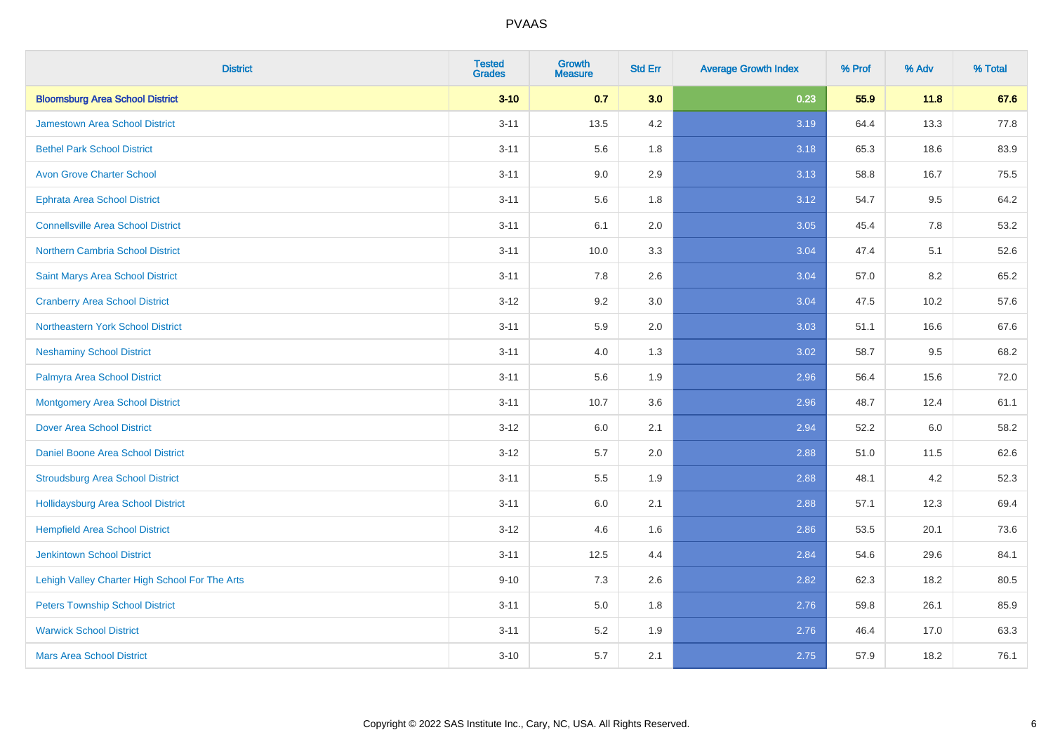# PVAAS

| District | Tested Grades | Growth Measure | Std Err | Average Growth Index | % Prof | % Adv | % Total |
|---|---|---|---|---|---|---|---|
| **Bloomsburg Area School District** | **3-10** | **0.7** | **3.0** | **0.23** | **55.9** | **11.8** | **67.6** |
| Jamestown Area School District | 3-11 | 13.5 | 4.2 | 3.19 | 64.4 | 13.3 | 77.8 |
| Bethel Park School District | 3-11 | 5.6 | 1.8 | 3.18 | 65.3 | 18.6 | 83.9 |
| Avon Grove Charter School | 3-11 | 9.0 | 2.9 | 3.13 | 58.8 | 16.7 | 75.5 |
| Ephrata Area School District | 3-11 | 5.6 | 1.8 | 3.12 | 54.7 | 9.5 | 64.2 |
| Connellsville Area School District | 3-11 | 6.1 | 2.0 | 3.05 | 45.4 | 7.8 | 53.2 |
| Northern Cambria School District | 3-11 | 10.0 | 3.3 | 3.04 | 47.4 | 5.1 | 52.6 |
| Saint Marys Area School District | 3-11 | 7.8 | 2.6 | 3.04 | 57.0 | 8.2 | 65.2 |
| Cranberry Area School District | 3-12 | 9.2 | 3.0 | 3.04 | 47.5 | 10.2 | 57.6 |
| Northeastern York School District | 3-11 | 5.9 | 2.0 | 3.03 | 51.1 | 16.6 | 67.6 |
| Neshaminy School District | 3-11 | 4.0 | 1.3 | 3.02 | 58.7 | 9.5 | 68.2 |
| Palmyra Area School District | 3-11 | 5.6 | 1.9 | 2.96 | 56.4 | 15.6 | 72.0 |
| Montgomery Area School District | 3-11 | 10.7 | 3.6 | 2.96 | 48.7 | 12.4 | 61.1 |
| Dover Area School District | 3-12 | 6.0 | 2.1 | 2.94 | 52.2 | 6.0 | 58.2 |
| Daniel Boone Area School District | 3-12 | 5.7 | 2.0 | 2.88 | 51.0 | 11.5 | 62.6 |
| Stroudsburg Area School District | 3-11 | 5.5 | 1.9 | 2.88 | 48.1 | 4.2 | 52.3 |
| Hollidaysburg Area School District | 3-11 | 6.0 | 2.1 | 2.88 | 57.1 | 12.3 | 69.4 |
| Hempfield Area School District | 3-12 | 4.6 | 1.6 | 2.86 | 53.5 | 20.1 | 73.6 |
| Jenkintown School District | 3-11 | 12.5 | 4.4 | 2.84 | 54.6 | 29.6 | 84.1 |
| Lehigh Valley Charter High School For The Arts | 9-10 | 7.3 | 2.6 | 2.82 | 62.3 | 18.2 | 80.5 |
| Peters Township School District | 3-11 | 5.0 | 1.8 | 2.76 | 59.8 | 26.1 | 85.9 |
| Warwick School District | 3-11 | 5.2 | 1.9 | 2.76 | 46.4 | 17.0 | 63.3 |
| Mars Area School District | 3-10 | 5.7 | 2.1 | 2.75 | 57.9 | 18.2 | 76.1 |

Copyright © 2022 SAS Institute Inc., Cary, NC, USA. All Rights Reserved.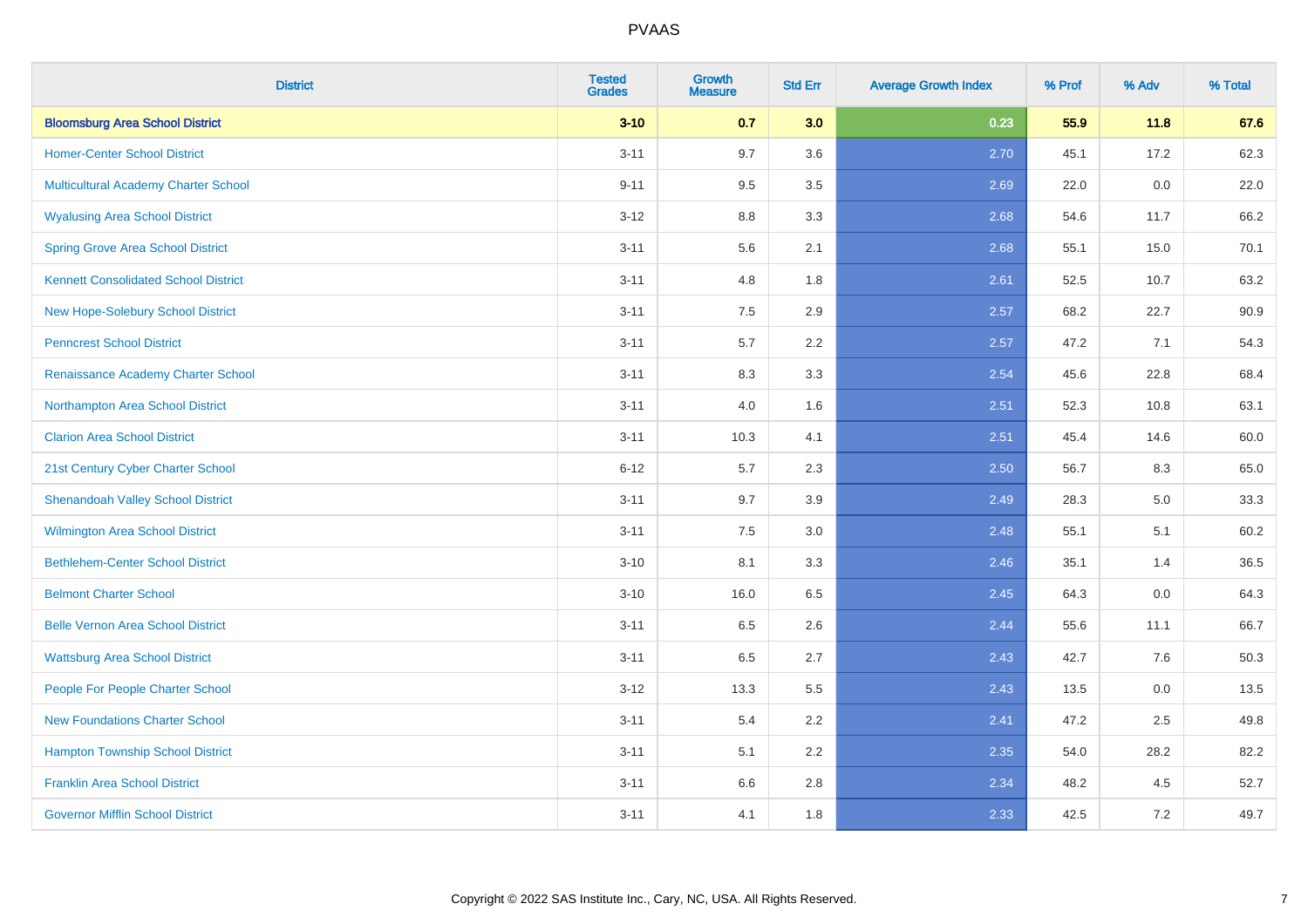# PVAAS

| District | Tested Grades | Growth Measure | Std Err | Average Growth Index | % Prof | % Adv | % Total |
|---|---|---|---|---|---|---|---|
| **Bloomsburg Area School District** | **3-10** | **0.7** | **3.0** | **0.23** | **55.9** | **11.8** | **67.6** |
| Homer-Center School District | 3-11 | 9.7 | 3.6 | 2.70 | 45.1 | 17.2 | 62.3 |
| Multicultural Academy Charter School | 9-11 | 9.5 | 3.5 | 2.69 | 22.0 | 0.0 | 22.0 |
| Wyalusing Area School District | 3-12 | 8.8 | 3.3 | 2.68 | 54.6 | 11.7 | 66.2 |
| Spring Grove Area School District | 3-11 | 5.6 | 2.1 | 2.68 | 55.1 | 15.0 | 70.1 |
| Kennett Consolidated School District | 3-11 | 4.8 | 1.8 | 2.61 | 52.5 | 10.7 | 63.2 |
| New Hope-Solebury School District | 3-11 | 7.5 | 2.9 | 2.57 | 68.2 | 22.7 | 90.9 |
| Penncrest School District | 3-11 | 5.7 | 2.2 | 2.57 | 47.2 | 7.1 | 54.3 |
| Renaissance Academy Charter School | 3-11 | 8.3 | 3.3 | 2.54 | 45.6 | 22.8 | 68.4 |
| Northampton Area School District | 3-11 | 4.0 | 1.6 | 2.51 | 52.3 | 10.8 | 63.1 |
| Clarion Area School District | 3-11 | 10.3 | 4.1 | 2.51 | 45.4 | 14.6 | 60.0 |
| 21st Century Cyber Charter School | 6-12 | 5.7 | 2.3 | 2.50 | 56.7 | 8.3 | 65.0 |
| Shenandoah Valley School District | 3-11 | 9.7 | 3.9 | 2.49 | 28.3 | 5.0 | 33.3 |
| Wilmington Area School District | 3-11 | 7.5 | 3.0 | 2.48 | 55.1 | 5.1 | 60.2 |
| Bethlehem-Center School District | 3-10 | 8.1 | 3.3 | 2.46 | 35.1 | 1.4 | 36.5 |
| Belmont Charter School | 3-10 | 16.0 | 6.5 | 2.45 | 64.3 | 0.0 | 64.3 |
| Belle Vernon Area School District | 3-11 | 6.5 | 2.6 | 2.44 | 55.6 | 11.1 | 66.7 |
| Wattsburg Area School District | 3-11 | 6.5 | 2.7 | 2.43 | 42.7 | 7.6 | 50.3 |
| People For People Charter School | 3-12 | 13.3 | 5.5 | 2.43 | 13.5 | 0.0 | 13.5 |
| New Foundations Charter School | 3-11 | 5.4 | 2.2 | 2.41 | 47.2 | 2.5 | 49.8 |
| Hampton Township School District | 3-11 | 5.1 | 2.2 | 2.35 | 54.0 | 28.2 | 82.2 |
| Franklin Area School District | 3-11 | 6.6 | 2.8 | 2.34 | 48.2 | 4.5 | 52.7 |
| Governor Mifflin School District | 3-11 | 4.1 | 1.8 | 2.33 | 42.5 | 7.2 | 49.7 |

Copyright © 2022 SAS Institute Inc., Cary, NC, USA. All Rights Reserved.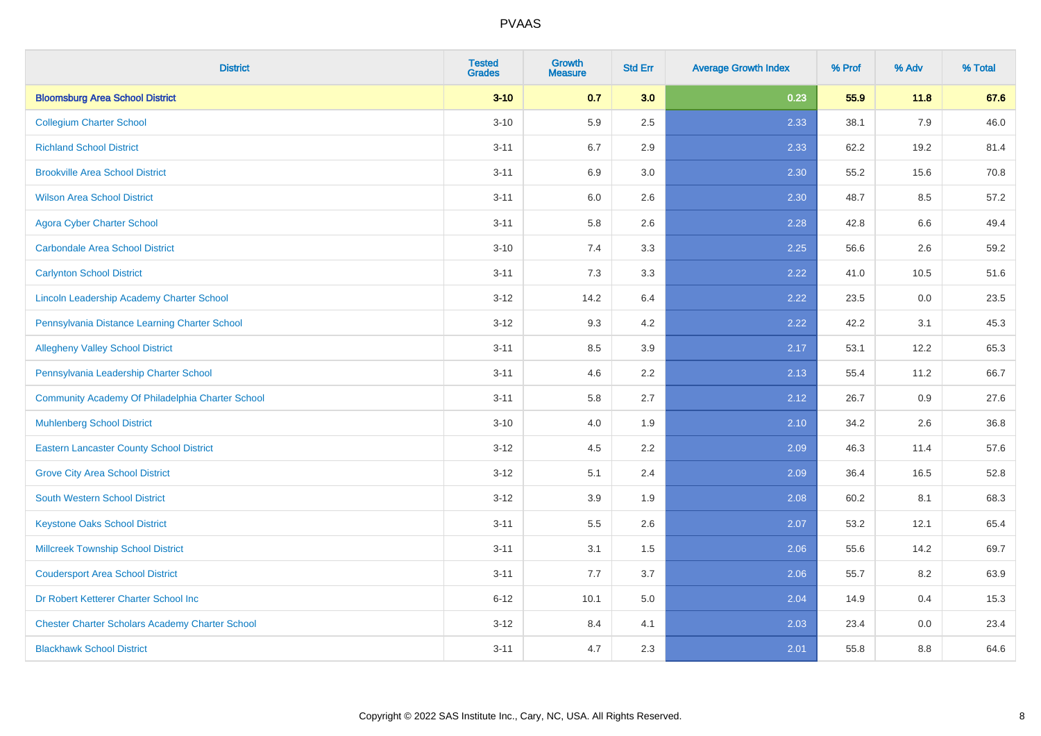# PVAAS

| District | Tested Grades | Growth Measure | Std Err | Average Growth Index | % Prof | % Adv | % Total |
|---|---|---|---|---|---|---|---|
| **Bloomsburg Area School District** | **3-10** | **0.7** | **3.0** | **0.23** | **55.9** | **11.8** | **67.6** |
| Collegium Charter School | 3-10 | 5.9 | 2.5 | 2.33 | 38.1 | 7.9 | 46.0 |
| Richland School District | 3-11 | 6.7 | 2.9 | 2.33 | 62.2 | 19.2 | 81.4 |
| Brookville Area School District | 3-11 | 6.9 | 3.0 | 2.30 | 55.2 | 15.6 | 70.8 |
| Wilson Area School District | 3-11 | 6.0 | 2.6 | 2.30 | 48.7 | 8.5 | 57.2 |
| Agora Cyber Charter School | 3-11 | 5.8 | 2.6 | 2.28 | 42.8 | 6.6 | 49.4 |
| Carbondale Area School District | 3-10 | 7.4 | 3.3 | 2.25 | 56.6 | 2.6 | 59.2 |
| Carlynton School District | 3-11 | 7.3 | 3.3 | 2.22 | 41.0 | 10.5 | 51.6 |
| Lincoln Leadership Academy Charter School | 3-12 | 14.2 | 6.4 | 2.22 | 23.5 | 0.0 | 23.5 |
| Pennsylvania Distance Learning Charter School | 3-12 | 9.3 | 4.2 | 2.22 | 42.2 | 3.1 | 45.3 |
| Allegheny Valley School District | 3-11 | 8.5 | 3.9 | 2.17 | 53.1 | 12.2 | 65.3 |
| Pennsylvania Leadership Charter School | 3-11 | 4.6 | 2.2 | 2.13 | 55.4 | 11.2 | 66.7 |
| Community Academy Of Philadelphia Charter School | 3-11 | 5.8 | 2.7 | 2.12 | 26.7 | 0.9 | 27.6 |
| Muhlenberg School District | 3-10 | 4.0 | 1.9 | 2.10 | 34.2 | 2.6 | 36.8 |
| Eastern Lancaster County School District | 3-12 | 4.5 | 2.2 | 2.09 | 46.3 | 11.4 | 57.6 |
| Grove City Area School District | 3-12 | 5.1 | 2.4 | 2.09 | 36.4 | 16.5 | 52.8 |
| South Western School District | 3-12 | 3.9 | 1.9 | 2.08 | 60.2 | 8.1 | 68.3 |
| Keystone Oaks School District | 3-11 | 5.5 | 2.6 | 2.07 | 53.2 | 12.1 | 65.4 |
| Millcreek Township School District | 3-11 | 3.1 | 1.5 | 2.06 | 55.6 | 14.2 | 69.7 |
| Coudersport Area School District | 3-11 | 7.7 | 3.7 | 2.06 | 55.7 | 8.2 | 63.9 |
| Dr Robert Ketterer Charter School Inc | 6-12 | 10.1 | 5.0 | 2.04 | 14.9 | 0.4 | 15.3 |
| Chester Charter Scholars Academy Charter School | 3-12 | 8.4 | 4.1 | 2.03 | 23.4 | 0.0 | 23.4 |
| Blackhawk School District | 3-11 | 4.7 | 2.3 | 2.01 | 55.8 | 8.8 | 64.6 |

Copyright © 2022 SAS Institute Inc., Cary, NC, USA. All Rights Reserved.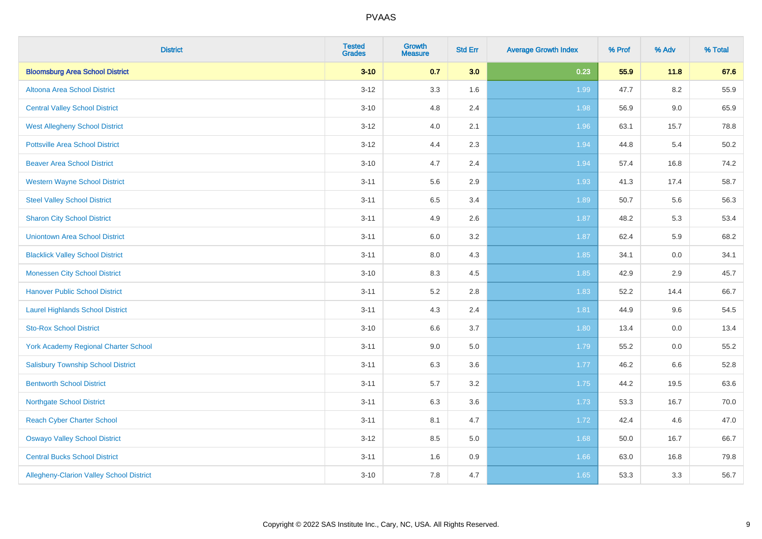| District | Tested Grades | Growth Measure | Std Err | Average Growth Index | % Prof | % Adv | % Total |
|---|---|---|---|---|---|---|---|
| **Bloomsburg Area School District** | **3-10** | **0.7** | **3.0** | **0.23** | **55.9** | **11.8** | **67.6** |
| Altoona Area School District | 3-12 | 3.3 | 1.6 | 1.99 | 47.7 | 8.2 | 55.9 |
| Central Valley School District | 3-10 | 4.8 | 2.4 | 1.98 | 56.9 | 9.0 | 65.9 |
| West Allegheny School District | 3-12 | 4.0 | 2.1 | 1.96 | 63.1 | 15.7 | 78.8 |
| Pottsville Area School District | 3-12 | 4.4 | 2.3 | 1.94 | 44.8 | 5.4 | 50.2 |
| Beaver Area School District | 3-10 | 4.7 | 2.4 | 1.94 | 57.4 | 16.8 | 74.2 |
| Western Wayne School District | 3-11 | 5.6 | 2.9 | 1.93 | 41.3 | 17.4 | 58.7 |
| Steel Valley School District | 3-11 | 6.5 | 3.4 | 1.89 | 50.7 | 5.6 | 56.3 |
| Sharon City School District | 3-11 | 4.9 | 2.6 | 1.87 | 48.2 | 5.3 | 53.4 |
| Uniontown Area School District | 3-11 | 6.0 | 3.2 | 1.87 | 62.4 | 5.9 | 68.2 |
| Blacklick Valley School District | 3-11 | 8.0 | 4.3 | 1.85 | 34.1 | 0.0 | 34.1 |
| Monessen City School District | 3-10 | 8.3 | 4.5 | 1.85 | 42.9 | 2.9 | 45.7 |
| Hanover Public School District | 3-11 | 5.2 | 2.8 | 1.83 | 52.2 | 14.4 | 66.7 |
| Laurel Highlands School District | 3-11 | 4.3 | 2.4 | 1.81 | 44.9 | 9.6 | 54.5 |
| Sto-Rox School District | 3-10 | 6.6 | 3.7 | 1.80 | 13.4 | 0.0 | 13.4 |
| York Academy Regional Charter School | 3-11 | 9.0 | 5.0 | 1.79 | 55.2 | 0.0 | 55.2 |
| Salisbury Township School District | 3-11 | 6.3 | 3.6 | 1.77 | 46.2 | 6.6 | 52.8 |
| Bentworth School District | 3-11 | 5.7 | 3.2 | 1.75 | 44.2 | 19.5 | 63.6 |
| Northgate School District | 3-11 | 6.3 | 3.6 | 1.73 | 53.3 | 16.7 | 70.0 |
| Reach Cyber Charter School | 3-11 | 8.1 | 4.7 | 1.72 | 42.4 | 4.6 | 47.0 |
| Oswayo Valley School District | 3-12 | 8.5 | 5.0 | 1.68 | 50.0 | 16.7 | 66.7 |
| Central Bucks School District | 3-11 | 1.6 | 0.9 | 1.66 | 63.0 | 16.8 | 79.8 |
| Allegheny-Clarion Valley School District | 3-10 | 7.8 | 4.7 | 1.65 | 53.3 | 3.3 | 56.7 |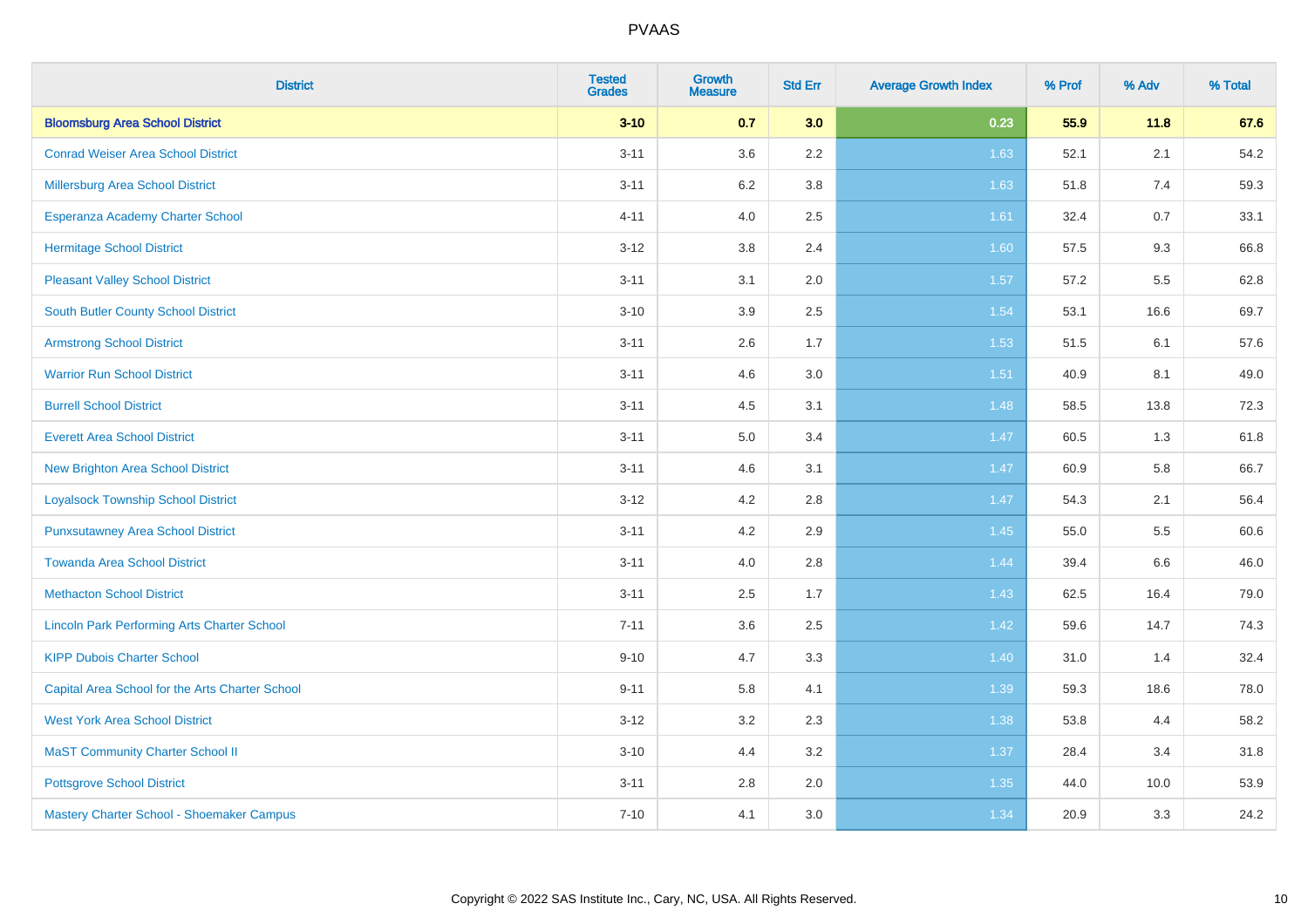| District | Tested Grades | Growth Measure | Std Err | Average Growth Index | % Prof | % Adv | % Total |
|---|---|---|---|---|---|---|---|
| **Bloomsburg Area School District** | **3-10** | **0.7** | **3.0** | **0.23** | **55.9** | **11.8** | **67.6** |
| Conrad Weiser Area School District | 3-11 | 3.6 | 2.2 | 1.63 | 52.1 | 2.1 | 54.2 |
| Millersburg Area School District | 3-11 | 6.2 | 3.8 | 1.63 | 51.8 | 7.4 | 59.3 |
| Esperanza Academy Charter School | 4-11 | 4.0 | 2.5 | 1.61 | 32.4 | 0.7 | 33.1 |
| Hermitage School District | 3-12 | 3.8 | 2.4 | 1.60 | 57.5 | 9.3 | 66.8 |
| Pleasant Valley School District | 3-11 | 3.1 | 2.0 | 1.57 | 57.2 | 5.5 | 62.8 |
| South Butler County School District | 3-10 | 3.9 | 2.5 | 1.54 | 53.1 | 16.6 | 69.7 |
| Armstrong School District | 3-11 | 2.6 | 1.7 | 1.53 | 51.5 | 6.1 | 57.6 |
| Warrior Run School District | 3-11 | 4.6 | 3.0 | 1.51 | 40.9 | 8.1 | 49.0 |
| Burrell School District | 3-11 | 4.5 | 3.1 | 1.48 | 58.5 | 13.8 | 72.3 |
| Everett Area School District | 3-11 | 5.0 | 3.4 | 1.47 | 60.5 | 1.3 | 61.8 |
| New Brighton Area School District | 3-11 | 4.6 | 3.1 | 1.47 | 60.9 | 5.8 | 66.7 |
| Loyalsock Township School District | 3-12 | 4.2 | 2.8 | 1.47 | 54.3 | 2.1 | 56.4 |
| Punxsutawney Area School District | 3-11 | 4.2 | 2.9 | 1.45 | 55.0 | 5.5 | 60.6 |
| Towanda Area School District | 3-11 | 4.0 | 2.8 | 1.44 | 39.4 | 6.6 | 46.0 |
| Methacton School District | 3-11 | 2.5 | 1.7 | 1.43 | 62.5 | 16.4 | 79.0 |
| Lincoln Park Performing Arts Charter School | 7-11 | 3.6 | 2.5 | 1.42 | 59.6 | 14.7 | 74.3 |
| KIPP Dubois Charter School | 9-10 | 4.7 | 3.3 | 1.40 | 31.0 | 1.4 | 32.4 |
| Capital Area School for the Arts Charter School | 9-11 | 5.8 | 4.1 | 1.39 | 59.3 | 18.6 | 78.0 |
| West York Area School District | 3-12 | 3.2 | 2.3 | 1.38 | 53.8 | 4.4 | 58.2 |
| MaST Community Charter School II | 3-10 | 4.4 | 3.2 | 1.37 | 28.4 | 3.4 | 31.8 |
| Pottsgrove School District | 3-11 | 2.8 | 2.0 | 1.35 | 44.0 | 10.0 | 53.9 |
| Mastery Charter School - Shoemaker Campus | 7-10 | 4.1 | 3.0 | 1.34 | 20.9 | 3.3 | 24.2 |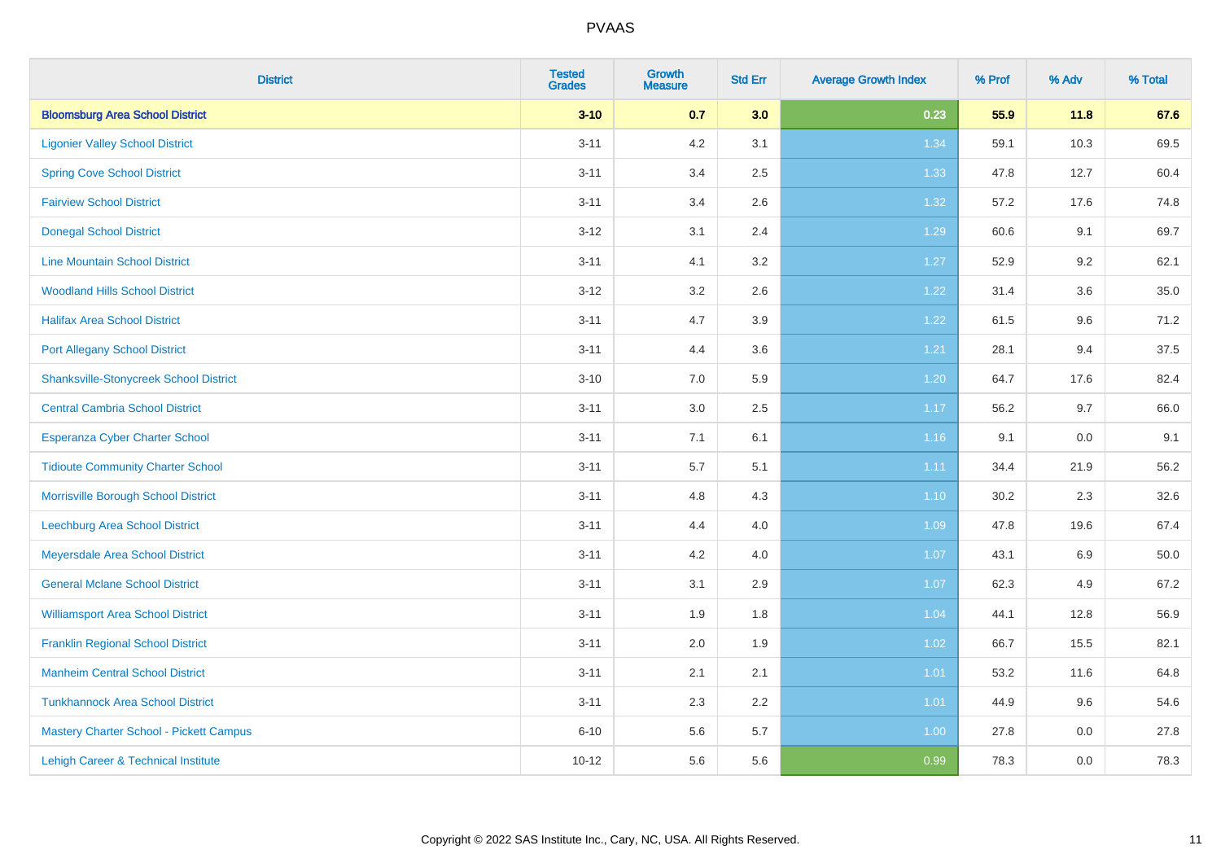# PVAAS

| District | Tested Grades | Growth Measure | Std Err | Average Growth Index | % Prof | % Adv | % Total |
|---|---|---|---|---|---|---|---|
| **Bloomsburg Area School District** | **3-10** | **0.7** | **3.0** | **0.23** | **55.9** | **11.8** | **67.6** |
| Ligonier Valley School District | 3-11 | 4.2 | 3.1 | 1.34 | 59.1 | 10.3 | 69.5 |
| Spring Cove School District | 3-11 | 3.4 | 2.5 | 1.33 | 47.8 | 12.7 | 60.4 |
| Fairview School District | 3-11 | 3.4 | 2.6 | 1.32 | 57.2 | 17.6 | 74.8 |
| Donegal School District | 3-12 | 3.1 | 2.4 | 1.29 | 60.6 | 9.1 | 69.7 |
| Line Mountain School District | 3-11 | 4.1 | 3.2 | 1.27 | 52.9 | 9.2 | 62.1 |
| Woodland Hills School District | 3-12 | 3.2 | 2.6 | 1.22 | 31.4 | 3.6 | 35.0 |
| Halifax Area School District | 3-11 | 4.7 | 3.9 | 1.22 | 61.5 | 9.6 | 71.2 |
| Port Allegany School District | 3-11 | 4.4 | 3.6 | 1.21 | 28.1 | 9.4 | 37.5 |
| Shanksville-Stonycreek School District | 3-10 | 7.0 | 5.9 | 1.20 | 64.7 | 17.6 | 82.4 |
| Central Cambria School District | 3-11 | 3.0 | 2.5 | 1.17 | 56.2 | 9.7 | 66.0 |
| Esperanza Cyber Charter School | 3-11 | 7.1 | 6.1 | 1.16 | 9.1 | 0.0 | 9.1 |
| Tidioute Community Charter School | 3-11 | 5.7 | 5.1 | 1.11 | 34.4 | 21.9 | 56.2 |
| Morrisville Borough School District | 3-11 | 4.8 | 4.3 | 1.10 | 30.2 | 2.3 | 32.6 |
| Leechburg Area School District | 3-11 | 4.4 | 4.0 | 1.09 | 47.8 | 19.6 | 67.4 |
| Meyersdale Area School District | 3-11 | 4.2 | 4.0 | 1.07 | 43.1 | 6.9 | 50.0 |
| General Mclane School District | 3-11 | 3.1 | 2.9 | 1.07 | 62.3 | 4.9 | 67.2 |
| Williamsport Area School District | 3-11 | 1.9 | 1.8 | 1.04 | 44.1 | 12.8 | 56.9 |
| Franklin Regional School District | 3-11 | 2.0 | 1.9 | 1.02 | 66.7 | 15.5 | 82.1 |
| Manheim Central School District | 3-11 | 2.1 | 2.1 | 1.01 | 53.2 | 11.6 | 64.8 |
| Tunkhannock Area School District | 3-11 | 2.3 | 2.2 | 1.01 | 44.9 | 9.6 | 54.6 |
| Mastery Charter School - Pickett Campus | 6-10 | 5.6 | 5.7 | 1.00 | 27.8 | 0.0 | 27.8 |
| Lehigh Career & Technical Institute | 10-12 | 5.6 | 5.6 | 0.99 | 78.3 | 0.0 | 78.3 |

Copyright © 2022 SAS Institute Inc., Cary, NC, USA. All Rights Reserved.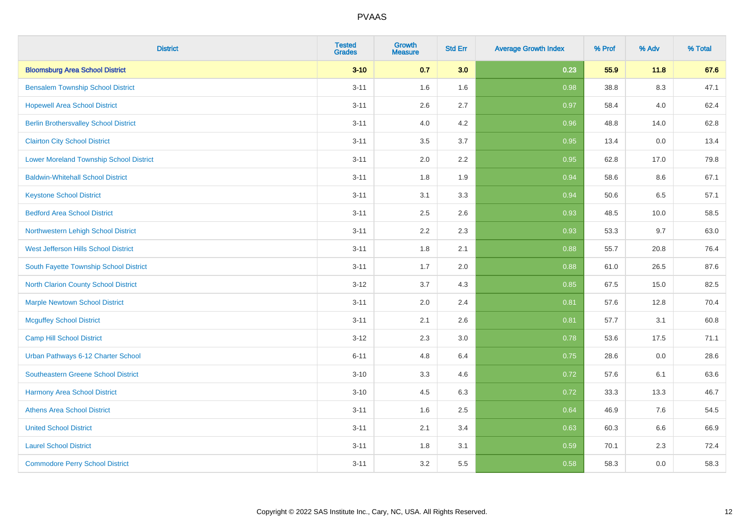# PVAAS

| District | Tested Grades | Growth Measure | Std Err | Average Growth Index | % Prof | % Adv | % Total |
|---|---|---|---|---|---|---|---|
| **Bloomsburg Area School District** | **3-10** | **0.7** | **3.0** | **0.23** | **55.9** | **11.8** | **67.6** |
| Bensalem Township School District | 3-11 | 1.6 | 1.6 | 0.98 | 38.8 | 8.3 | 47.1 |
| Hopewell Area School District | 3-11 | 2.6 | 2.7 | 0.97 | 58.4 | 4.0 | 62.4 |
| Berlin Brothersvalley School District | 3-11 | 4.0 | 4.2 | 0.96 | 48.8 | 14.0 | 62.8 |
| Clairton City School District | 3-11 | 3.5 | 3.7 | 0.95 | 13.4 | 0.0 | 13.4 |
| Lower Moreland Township School District | 3-11 | 2.0 | 2.2 | 0.95 | 62.8 | 17.0 | 79.8 |
| Baldwin-Whitehall School District | 3-11 | 1.8 | 1.9 | 0.94 | 58.6 | 8.6 | 67.1 |
| Keystone School District | 3-11 | 3.1 | 3.3 | 0.94 | 50.6 | 6.5 | 57.1 |
| Bedford Area School District | 3-11 | 2.5 | 2.6 | 0.93 | 48.5 | 10.0 | 58.5 |
| Northwestern Lehigh School District | 3-11 | 2.2 | 2.3 | 0.93 | 53.3 | 9.7 | 63.0 |
| West Jefferson Hills School District | 3-11 | 1.8 | 2.1 | 0.88 | 55.7 | 20.8 | 76.4 |
| South Fayette Township School District | 3-11 | 1.7 | 2.0 | 0.88 | 61.0 | 26.5 | 87.6 |
| North Clarion County School District | 3-12 | 3.7 | 4.3 | 0.85 | 67.5 | 15.0 | 82.5 |
| Marple Newtown School District | 3-11 | 2.0 | 2.4 | 0.81 | 57.6 | 12.8 | 70.4 |
| Mcguffey School District | 3-11 | 2.1 | 2.6 | 0.81 | 57.7 | 3.1 | 60.8 |
| Camp Hill School District | 3-12 | 2.3 | 3.0 | 0.78 | 53.6 | 17.5 | 71.1 |
| Urban Pathways 6-12 Charter School | 6-11 | 4.8 | 6.4 | 0.75 | 28.6 | 0.0 | 28.6 |
| Southeastern Greene School District | 3-10 | 3.3 | 4.6 | 0.72 | 57.6 | 6.1 | 63.6 |
| Harmony Area School District | 3-10 | 4.5 | 6.3 | 0.72 | 33.3 | 13.3 | 46.7 |
| Athens Area School District | 3-11 | 1.6 | 2.5 | 0.64 | 46.9 | 7.6 | 54.5 |
| United School District | 3-11 | 2.1 | 3.4 | 0.63 | 60.3 | 6.6 | 66.9 |
| Laurel School District | 3-11 | 1.8 | 3.1 | 0.59 | 70.1 | 2.3 | 72.4 |
| Commodore Perry School District | 3-11 | 3.2 | 5.5 | 0.58 | 58.3 | 0.0 | 58.3 |

Copyright © 2022 SAS Institute Inc., Cary, NC, USA. All Rights Reserved.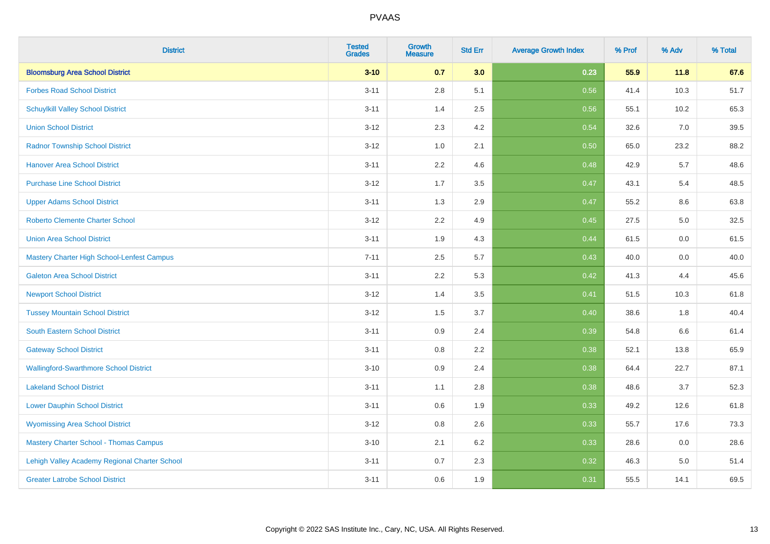| District | Tested Grades | Growth Measure | Std Err | Average Growth Index | % Prof | % Adv | % Total |
|---|---|---|---|---|---|---|---|
| **Bloomsburg Area School District** | **3-10** | **0.7** | **3.0** | **0.23** | **55.9** | **11.8** | **67.6** |
| Forbes Road School District | 3-11 | 2.8 | 5.1 | 0.56 | 41.4 | 10.3 | 51.7 |
| Schuylkill Valley School District | 3-11 | 1.4 | 2.5 | 0.56 | 55.1 | 10.2 | 65.3 |
| Union School District | 3-12 | 2.3 | 4.2 | 0.54 | 32.6 | 7.0 | 39.5 |
| Radnor Township School District | 3-12 | 1.0 | 2.1 | 0.50 | 65.0 | 23.2 | 88.2 |
| Hanover Area School District | 3-11 | 2.2 | 4.6 | 0.48 | 42.9 | 5.7 | 48.6 |
| Purchase Line School District | 3-12 | 1.7 | 3.5 | 0.47 | 43.1 | 5.4 | 48.5 |
| Upper Adams School District | 3-11 | 1.3 | 2.9 | 0.47 | 55.2 | 8.6 | 63.8 |
| Roberto Clemente Charter School | 3-12 | 2.2 | 4.9 | 0.45 | 27.5 | 5.0 | 32.5 |
| Union Area School District | 3-11 | 1.9 | 4.3 | 0.44 | 61.5 | 0.0 | 61.5 |
| Mastery Charter High School-Lenfest Campus | 7-11 | 2.5 | 5.7 | 0.43 | 40.0 | 0.0 | 40.0 |
| Galeton Area School District | 3-11 | 2.2 | 5.3 | 0.42 | 41.3 | 4.4 | 45.6 |
| Newport School District | 3-12 | 1.4 | 3.5 | 0.41 | 51.5 | 10.3 | 61.8 |
| Tussey Mountain School District | 3-12 | 1.5 | 3.7 | 0.40 | 38.6 | 1.8 | 40.4 |
| South Eastern School District | 3-11 | 0.9 | 2.4 | 0.39 | 54.8 | 6.6 | 61.4 |
| Gateway School District | 3-11 | 0.8 | 2.2 | 0.38 | 52.1 | 13.8 | 65.9 |
| Wallingford-Swarthmore School District | 3-10 | 0.9 | 2.4 | 0.38 | 64.4 | 22.7 | 87.1 |
| Lakeland School District | 3-11 | 1.1 | 2.8 | 0.38 | 48.6 | 3.7 | 52.3 |
| Lower Dauphin School District | 3-11 | 0.6 | 1.9 | 0.33 | 49.2 | 12.6 | 61.8 |
| Wyomissing Area School District | 3-12 | 0.8 | 2.6 | 0.33 | 55.7 | 17.6 | 73.3 |
| Mastery Charter School - Thomas Campus | 3-10 | 2.1 | 6.2 | 0.33 | 28.6 | 0.0 | 28.6 |
| Lehigh Valley Academy Regional Charter School | 3-11 | 0.7 | 2.3 | 0.32 | 46.3 | 5.0 | 51.4 |
| Greater Latrobe School District | 3-11 | 0.6 | 1.9 | 0.31 | 55.5 | 14.1 | 69.5 |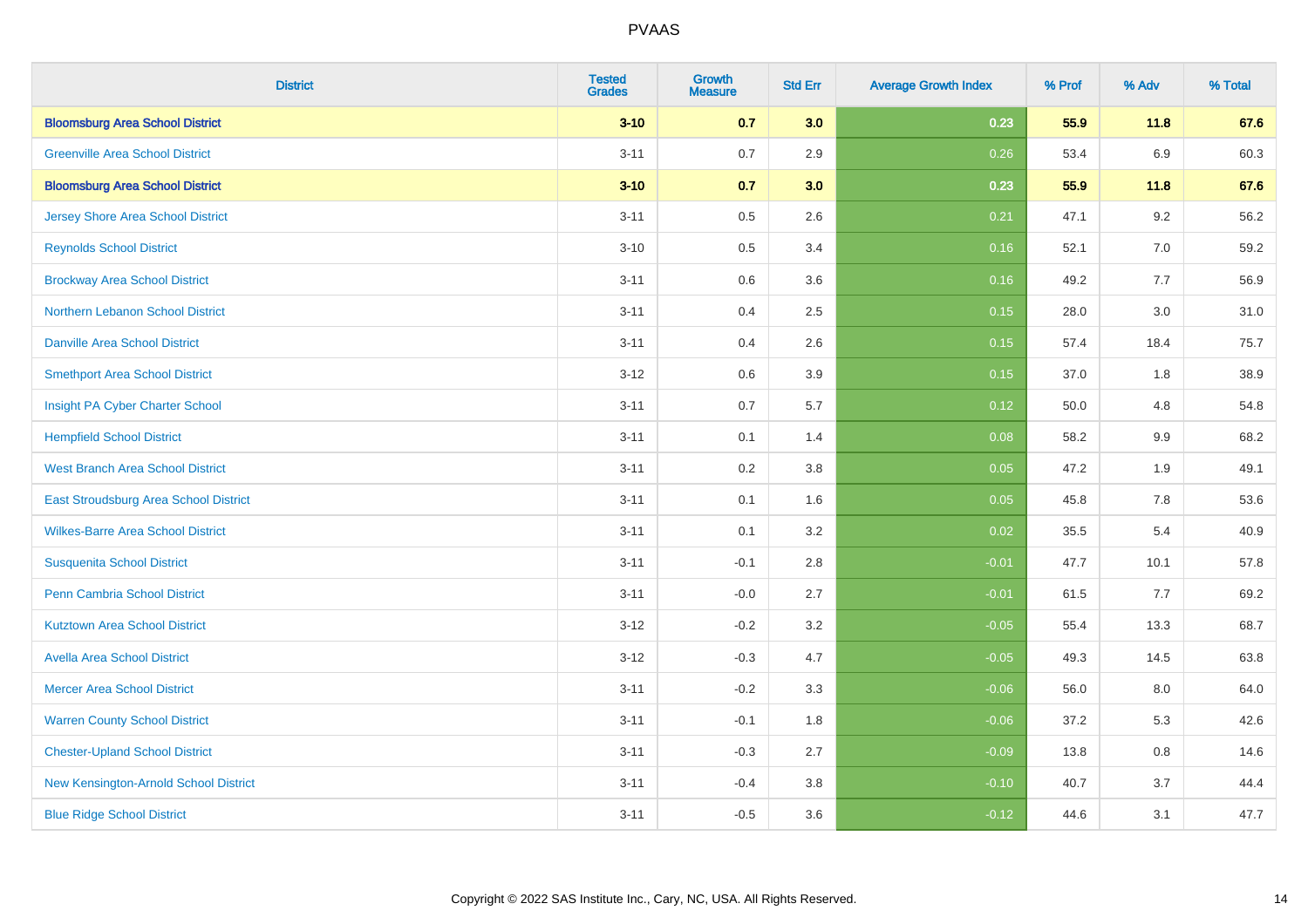# PVAAS

| District | Tested Grades | Growth Measure | Std Err | Average Growth Index | % Prof | % Adv | % Total |
|---|---|---|---|---|---|---|---|
| **Bloomsburg Area School District** | **3-10** | **0.7** | **3.0** | **0.23** | **55.9** | **11.8** | **67.6** |
| Greenville Area School District | 3-11 | 0.7 | 2.9 | 0.26 | 53.4 | 6.9 | 60.3 |
| **Bloomsburg Area School District** | **3-10** | **0.7** | **3.0** | **0.23** | **55.9** | **11.8** | **67.6** |
| Jersey Shore Area School District | 3-11 | 0.5 | 2.6 | 0.21 | 47.1 | 9.2 | 56.2 |
| Reynolds School District | 3-10 | 0.5 | 3.4 | 0.16 | 52.1 | 7.0 | 59.2 |
| Brockway Area School District | 3-11 | 0.6 | 3.6 | 0.16 | 49.2 | 7.7 | 56.9 |
| Northern Lebanon School District | 3-11 | 0.4 | 2.5 | 0.15 | 28.0 | 3.0 | 31.0 |
| Danville Area School District | 3-11 | 0.4 | 2.6 | 0.15 | 57.4 | 18.4 | 75.7 |
| Smethport Area School District | 3-12 | 0.6 | 3.9 | 0.15 | 37.0 | 1.8 | 38.9 |
| Insight PA Cyber Charter School | 3-11 | 0.7 | 5.7 | 0.12 | 50.0 | 4.8 | 54.8 |
| Hempfield School District | 3-11 | 0.1 | 1.4 | 0.08 | 58.2 | 9.9 | 68.2 |
| West Branch Area School District | 3-11 | 0.2 | 3.8 | 0.05 | 47.2 | 1.9 | 49.1 |
| East Stroudsburg Area School District | 3-11 | 0.1 | 1.6 | 0.05 | 45.8 | 7.8 | 53.6 |
| Wilkes-Barre Area School District | 3-11 | 0.1 | 3.2 | 0.02 | 35.5 | 5.4 | 40.9 |
| Susquenita School District | 3-11 | -0.1 | 2.8 | -0.01 | 47.7 | 10.1 | 57.8 |
| Penn Cambria School District | 3-11 | -0.0 | 2.7 | -0.01 | 61.5 | 7.7 | 69.2 |
| Kutztown Area School District | 3-12 | -0.2 | 3.2 | -0.05 | 55.4 | 13.3 | 68.7 |
| Avella Area School District | 3-12 | -0.3 | 4.7 | -0.05 | 49.3 | 14.5 | 63.8 |
| Mercer Area School District | 3-11 | -0.2 | 3.3 | -0.06 | 56.0 | 8.0 | 64.0 |
| Warren County School District | 3-11 | -0.1 | 1.8 | -0.06 | 37.2 | 5.3 | 42.6 |
| Chester-Upland School District | 3-11 | -0.3 | 2.7 | -0.09 | 13.8 | 0.8 | 14.6 |
| New Kensington-Arnold School District | 3-11 | -0.4 | 3.8 | -0.10 | 40.7 | 3.7 | 44.4 |
| Blue Ridge School District | 3-11 | -0.5 | 3.6 | -0.12 | 44.6 | 3.1 | 47.7 |

Copyright © 2022 SAS Institute Inc., Cary, NC, USA. All Rights Reserved.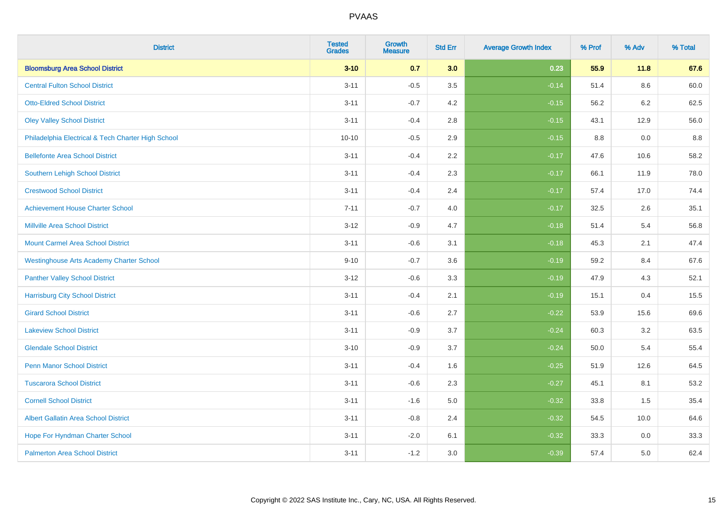# PVAAS

| District | Tested Grades | Growth Measure | Std Err | Average Growth Index | % Prof | % Adv | % Total |
|---|---|---|---|---|---|---|---|
| **Bloomsburg Area School District** | **3-10** | **0.7** | **3.0** | **0.23** | **55.9** | **11.8** | **67.6** |
| Central Fulton School District | 3-11 | -0.5 | 3.5 | -0.14 | 51.4 | 8.6 | 60.0 |
| Otto-Eldred School District | 3-11 | -0.7 | 4.2 | -0.15 | 56.2 | 6.2 | 62.5 |
| Oley Valley School District | 3-11 | -0.4 | 2.8 | -0.15 | 43.1 | 12.9 | 56.0 |
| Philadelphia Electrical & Tech Charter High School | 10-10 | -0.5 | 2.9 | -0.15 | 8.8 | 0.0 | 8.8 |
| Bellefonte Area School District | 3-11 | -0.4 | 2.2 | -0.17 | 47.6 | 10.6 | 58.2 |
| Southern Lehigh School District | 3-11 | -0.4 | 2.3 | -0.17 | 66.1 | 11.9 | 78.0 |
| Crestwood School District | 3-11 | -0.4 | 2.4 | -0.17 | 57.4 | 17.0 | 74.4 |
| Achievement House Charter School | 7-11 | -0.7 | 4.0 | -0.17 | 32.5 | 2.6 | 35.1 |
| Millville Area School District | 3-12 | -0.9 | 4.7 | -0.18 | 51.4 | 5.4 | 56.8 |
| Mount Carmel Area School District | 3-11 | -0.6 | 3.1 | -0.18 | 45.3 | 2.1 | 47.4 |
| Westinghouse Arts Academy Charter School | 9-10 | -0.7 | 3.6 | -0.19 | 59.2 | 8.4 | 67.6 |
| Panther Valley School District | 3-12 | -0.6 | 3.3 | -0.19 | 47.9 | 4.3 | 52.1 |
| Harrisburg City School District | 3-11 | -0.4 | 2.1 | -0.19 | 15.1 | 0.4 | 15.5 |
| Girard School District | 3-11 | -0.6 | 2.7 | -0.22 | 53.9 | 15.6 | 69.6 |
| Lakeview School District | 3-11 | -0.9 | 3.7 | -0.24 | 60.3 | 3.2 | 63.5 |
| Glendale School District | 3-10 | -0.9 | 3.7 | -0.24 | 50.0 | 5.4 | 55.4 |
| Penn Manor School District | 3-11 | -0.4 | 1.6 | -0.25 | 51.9 | 12.6 | 64.5 |
| Tuscarora School District | 3-11 | -0.6 | 2.3 | -0.27 | 45.1 | 8.1 | 53.2 |
| Cornell School District | 3-11 | -1.6 | 5.0 | -0.32 | 33.8 | 1.5 | 35.4 |
| Albert Gallatin Area School District | 3-11 | -0.8 | 2.4 | -0.32 | 54.5 | 10.0 | 64.6 |
| Hope For Hyndman Charter School | 3-11 | -2.0 | 6.1 | -0.32 | 33.3 | 0.0 | 33.3 |
| Palmerton Area School District | 3-11 | -1.2 | 3.0 | -0.39 | 57.4 | 5.0 | 62.4 |

Copyright © 2022 SAS Institute Inc., Cary, NC, USA. All Rights Reserved.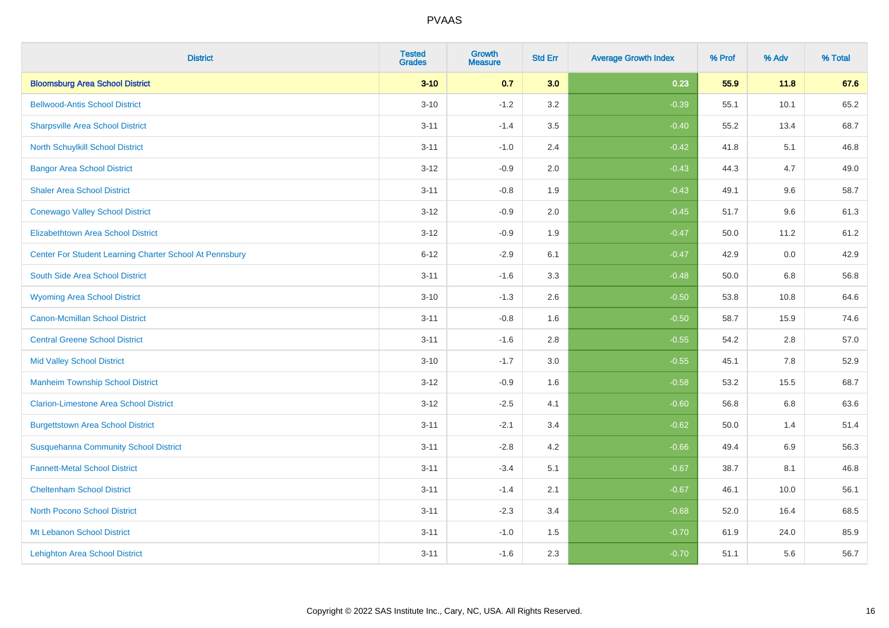# PVAAS

| District | Tested Grades | Growth Measure | Std Err | Average Growth Index | % Prof | % Adv | % Total |
|---|---|---|---|---|---|---|---|
| **Bloomsburg Area School District** | **3-10** | **0.7** | **3.0** | **0.23** | **55.9** | **11.8** | **67.6** |
| Bellwood-Antis School District | 3-10 | -1.2 | 3.2 | -0.39 | 55.1 | 10.1 | 65.2 |
| Sharpsville Area School District | 3-11 | -1.4 | 3.5 | -0.40 | 55.2 | 13.4 | 68.7 |
| North Schuylkill School District | 3-11 | -1.0 | 2.4 | -0.42 | 41.8 | 5.1 | 46.8 |
| Bangor Area School District | 3-12 | -0.9 | 2.0 | -0.43 | 44.3 | 4.7 | 49.0 |
| Shaler Area School District | 3-11 | -0.8 | 1.9 | -0.43 | 49.1 | 9.6 | 58.7 |
| Conewago Valley School District | 3-12 | -0.9 | 2.0 | -0.45 | 51.7 | 9.6 | 61.3 |
| Elizabethtown Area School District | 3-12 | -0.9 | 1.9 | -0.47 | 50.0 | 11.2 | 61.2 |
| Center For Student Learning Charter School At Pennsbury | 6-12 | -2.9 | 6.1 | -0.47 | 42.9 | 0.0 | 42.9 |
| South Side Area School District | 3-11 | -1.6 | 3.3 | -0.48 | 50.0 | 6.8 | 56.8 |
| Wyoming Area School District | 3-10 | -1.3 | 2.6 | -0.50 | 53.8 | 10.8 | 64.6 |
| Canon-Mcmillan School District | 3-11 | -0.8 | 1.6 | -0.50 | 58.7 | 15.9 | 74.6 |
| Central Greene School District | 3-11 | -1.6 | 2.8 | -0.55 | 54.2 | 2.8 | 57.0 |
| Mid Valley School District | 3-10 | -1.7 | 3.0 | -0.55 | 45.1 | 7.8 | 52.9 |
| Manheim Township School District | 3-12 | -0.9 | 1.6 | -0.58 | 53.2 | 15.5 | 68.7 |
| Clarion-Limestone Area School District | 3-12 | -2.5 | 4.1 | -0.60 | 56.8 | 6.8 | 63.6 |
| Burgettstown Area School District | 3-11 | -2.1 | 3.4 | -0.62 | 50.0 | 1.4 | 51.4 |
| Susquehanna Community School District | 3-11 | -2.8 | 4.2 | -0.66 | 49.4 | 6.9 | 56.3 |
| Fannett-Metal School District | 3-11 | -3.4 | 5.1 | -0.67 | 38.7 | 8.1 | 46.8 |
| Cheltenham School District | 3-11 | -1.4 | 2.1 | -0.67 | 46.1 | 10.0 | 56.1 |
| North Pocono School District | 3-11 | -2.3 | 3.4 | -0.68 | 52.0 | 16.4 | 68.5 |
| Mt Lebanon School District | 3-11 | -1.0 | 1.5 | -0.70 | 61.9 | 24.0 | 85.9 |
| Lehighton Area School District | 3-11 | -1.6 | 2.3 | -0.70 | 51.1 | 5.6 | 56.7 |

Copyright © 2022 SAS Institute Inc., Cary, NC, USA. All Rights Reserved.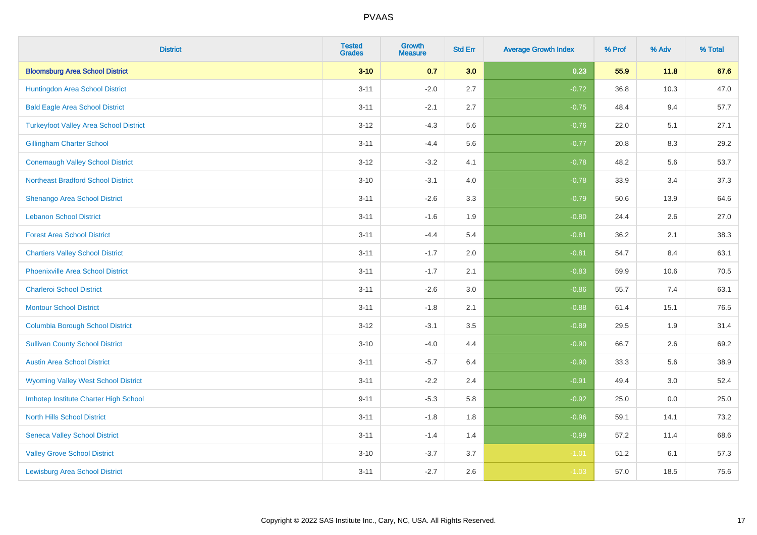# PVAAS

| District | Tested Grades | Growth Measure | Std Err | Average Growth Index | % Prof | % Adv | % Total |
|---|---|---|---|---|---|---|---|
| **Bloomsburg Area School District** | **3-10** | **0.7** | **3.0** | **0.23** | **55.9** | **11.8** | **67.6** |
| Huntingdon Area School District | 3-11 | -2.0 | 2.7 | -0.72 | 36.8 | 10.3 | 47.0 |
| Bald Eagle Area School District | 3-11 | -2.1 | 2.7 | -0.75 | 48.4 | 9.4 | 57.7 |
| Turkeyfoot Valley Area School District | 3-12 | -4.3 | 5.6 | -0.76 | 22.0 | 5.1 | 27.1 |
| Gillingham Charter School | 3-11 | -4.4 | 5.6 | -0.77 | 20.8 | 8.3 | 29.2 |
| Conemaugh Valley School District | 3-12 | -3.2 | 4.1 | -0.78 | 48.2 | 5.6 | 53.7 |
| Northeast Bradford School District | 3-10 | -3.1 | 4.0 | -0.78 | 33.9 | 3.4 | 37.3 |
| Shenango Area School District | 3-11 | -2.6 | 3.3 | -0.79 | 50.6 | 13.9 | 64.6 |
| Lebanon School District | 3-11 | -1.6 | 1.9 | -0.80 | 24.4 | 2.6 | 27.0 |
| Forest Area School District | 3-11 | -4.4 | 5.4 | -0.81 | 36.2 | 2.1 | 38.3 |
| Chartiers Valley School District | 3-11 | -1.7 | 2.0 | -0.81 | 54.7 | 8.4 | 63.1 |
| Phoenixville Area School District | 3-11 | -1.7 | 2.1 | -0.83 | 59.9 | 10.6 | 70.5 |
| Charleroi School District | 3-11 | -2.6 | 3.0 | -0.86 | 55.7 | 7.4 | 63.1 |
| Montour School District | 3-11 | -1.8 | 2.1 | -0.88 | 61.4 | 15.1 | 76.5 |
| Columbia Borough School District | 3-12 | -3.1 | 3.5 | -0.89 | 29.5 | 1.9 | 31.4 |
| Sullivan County School District | 3-10 | -4.0 | 4.4 | -0.90 | 66.7 | 2.6 | 69.2 |
| Austin Area School District | 3-11 | -5.7 | 6.4 | -0.90 | 33.3 | 5.6 | 38.9 |
| Wyoming Valley West School District | 3-11 | -2.2 | 2.4 | -0.91 | 49.4 | 3.0 | 52.4 |
| Imhotep Institute Charter High School | 9-11 | -5.3 | 5.8 | -0.92 | 25.0 | 0.0 | 25.0 |
| North Hills School District | 3-11 | -1.8 | 1.8 | -0.96 | 59.1 | 14.1 | 73.2 |
| Seneca Valley School District | 3-11 | -1.4 | 1.4 | -0.99 | 57.2 | 11.4 | 68.6 |
| Valley Grove School District | 3-10 | -3.7 | 3.7 | -1.01 | 51.2 | 6.1 | 57.3 |
| Lewisburg Area School District | 3-11 | -2.7 | 2.6 | -1.03 | 57.0 | 18.5 | 75.6 |

Copyright © 2022 SAS Institute Inc., Cary, NC, USA. All Rights Reserved.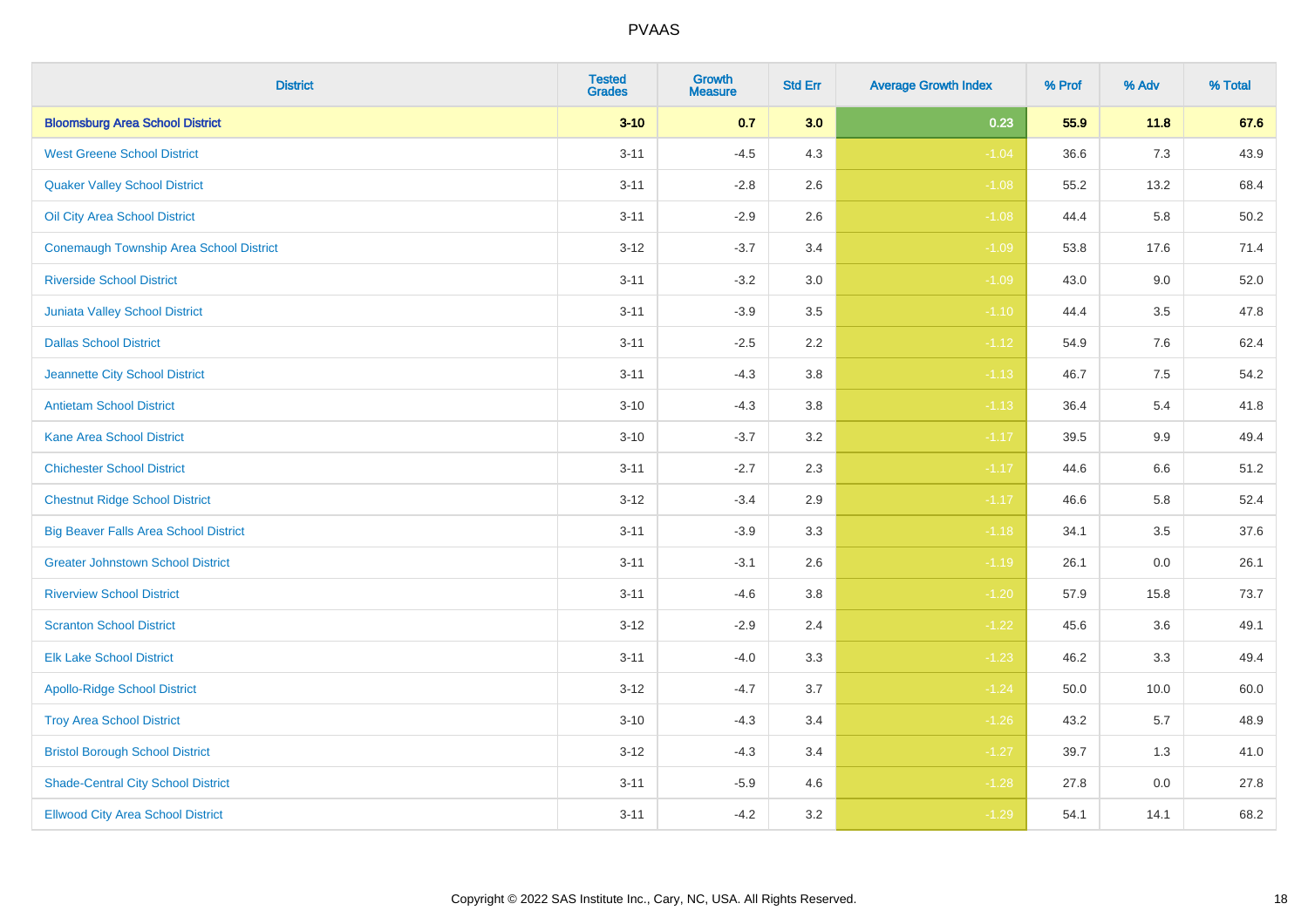# PVAAS

| District | Tested Grades | Growth Measure | Std Err | Average Growth Index | % Prof | % Adv | % Total |
|---|---|---|---|---|---|---|---|
| **Bloomsburg Area School District** | **3-10** | **0.7** | **3.0** | **0.23** | **55.9** | **11.8** | **67.6** |
| West Greene School District | 3-11 | -4.5 | 4.3 | -1.04 | 36.6 | 7.3 | 43.9 |
| Quaker Valley School District | 3-11 | -2.8 | 2.6 | -1.08 | 55.2 | 13.2 | 68.4 |
| Oil City Area School District | 3-11 | -2.9 | 2.6 | -1.08 | 44.4 | 5.8 | 50.2 |
| Conemaugh Township Area School District | 3-12 | -3.7 | 3.4 | -1.09 | 53.8 | 17.6 | 71.4 |
| Riverside School District | 3-11 | -3.2 | 3.0 | -1.09 | 43.0 | 9.0 | 52.0 |
| Juniata Valley School District | 3-11 | -3.9 | 3.5 | -1.10 | 44.4 | 3.5 | 47.8 |
| Dallas School District | 3-11 | -2.5 | 2.2 | -1.12 | 54.9 | 7.6 | 62.4 |
| Jeannette City School District | 3-11 | -4.3 | 3.8 | -1.13 | 46.7 | 7.5 | 54.2 |
| Antietam School District | 3-10 | -4.3 | 3.8 | -1.13 | 36.4 | 5.4 | 41.8 |
| Kane Area School District | 3-10 | -3.7 | 3.2 | -1.17 | 39.5 | 9.9 | 49.4 |
| Chichester School District | 3-11 | -2.7 | 2.3 | -1.17 | 44.6 | 6.6 | 51.2 |
| Chestnut Ridge School District | 3-12 | -3.4 | 2.9 | -1.17 | 46.6 | 5.8 | 52.4 |
| Big Beaver Falls Area School District | 3-11 | -3.9 | 3.3 | -1.18 | 34.1 | 3.5 | 37.6 |
| Greater Johnstown School District | 3-11 | -3.1 | 2.6 | -1.19 | 26.1 | 0.0 | 26.1 |
| Riverview School District | 3-11 | -4.6 | 3.8 | -1.20 | 57.9 | 15.8 | 73.7 |
| Scranton School District | 3-12 | -2.9 | 2.4 | -1.22 | 45.6 | 3.6 | 49.1 |
| Elk Lake School District | 3-11 | -4.0 | 3.3 | -1.23 | 46.2 | 3.3 | 49.4 |
| Apollo-Ridge School District | 3-12 | -4.7 | 3.7 | -1.24 | 50.0 | 10.0 | 60.0 |
| Troy Area School District | 3-10 | -4.3 | 3.4 | -1.26 | 43.2 | 5.7 | 48.9 |
| Bristol Borough School District | 3-12 | -4.3 | 3.4 | -1.27 | 39.7 | 1.3 | 41.0 |
| Shade-Central City School District | 3-11 | -5.9 | 4.6 | -1.28 | 27.8 | 0.0 | 27.8 |
| Ellwood City Area School District | 3-11 | -4.2 | 3.2 | -1.29 | 54.1 | 14.1 | 68.2 |

Copyright © 2022 SAS Institute Inc., Cary, NC, USA. All Rights Reserved.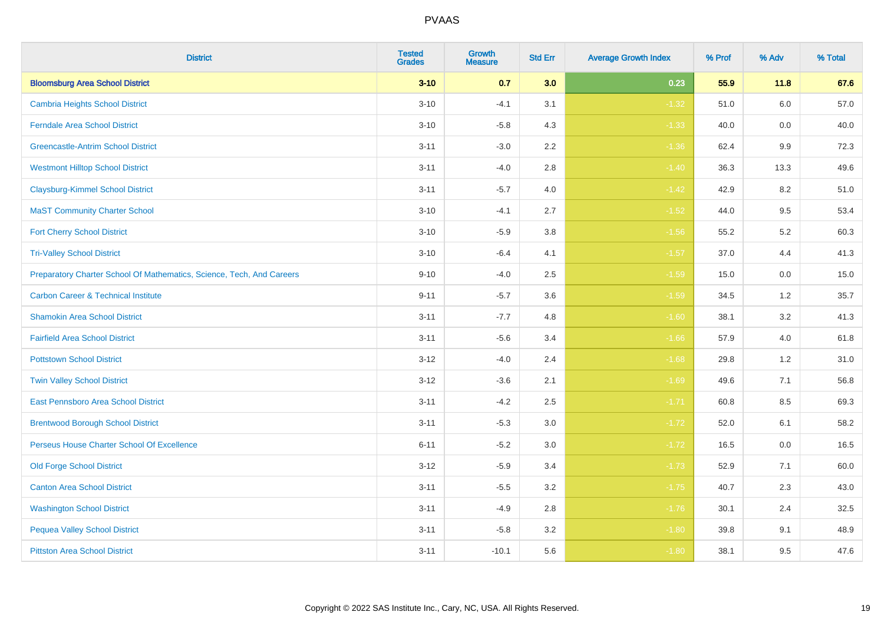# PVAAS

| District | Tested Grades | Growth Measure | Std Err | Average Growth Index | % Prof | % Adv | % Total |
|---|---|---|---|---|---|---|---|
| **Bloomsburg Area School District** | **3-10** | **0.7** | **3.0** | **0.23** | **55.9** | **11.8** | **67.6** |
| Cambria Heights School District | 3-10 | -4.1 | 3.1 | -1.32 | 51.0 | 6.0 | 57.0 |
| Ferndale Area School District | 3-10 | -5.8 | 4.3 | -1.33 | 40.0 | 0.0 | 40.0 |
| Greencastle-Antrim School District | 3-11 | -3.0 | 2.2 | -1.36 | 62.4 | 9.9 | 72.3 |
| Westmont Hilltop School District | 3-11 | -4.0 | 2.8 | -1.40 | 36.3 | 13.3 | 49.6 |
| Claysburg-Kimmel School District | 3-11 | -5.7 | 4.0 | -1.42 | 42.9 | 8.2 | 51.0 |
| MaST Community Charter School | 3-10 | -4.1 | 2.7 | -1.52 | 44.0 | 9.5 | 53.4 |
| Fort Cherry School District | 3-10 | -5.9 | 3.8 | -1.56 | 55.2 | 5.2 | 60.3 |
| Tri-Valley School District | 3-10 | -6.4 | 4.1 | -1.57 | 37.0 | 4.4 | 41.3 |
| Preparatory Charter School Of Mathematics, Science, Tech, And Careers | 9-10 | -4.0 | 2.5 | -1.59 | 15.0 | 0.0 | 15.0 |
| Carbon Career & Technical Institute | 9-11 | -5.7 | 3.6 | -1.59 | 34.5 | 1.2 | 35.7 |
| Shamokin Area School District | 3-11 | -7.7 | 4.8 | -1.60 | 38.1 | 3.2 | 41.3 |
| Fairfield Area School District | 3-11 | -5.6 | 3.4 | -1.66 | 57.9 | 4.0 | 61.8 |
| Pottstown School District | 3-12 | -4.0 | 2.4 | -1.68 | 29.8 | 1.2 | 31.0 |
| Twin Valley School District | 3-12 | -3.6 | 2.1 | -1.69 | 49.6 | 7.1 | 56.8 |
| East Pennsboro Area School District | 3-11 | -4.2 | 2.5 | -1.71 | 60.8 | 8.5 | 69.3 |
| Brentwood Borough School District | 3-11 | -5.3 | 3.0 | -1.72 | 52.0 | 6.1 | 58.2 |
| Perseus House Charter School Of Excellence | 6-11 | -5.2 | 3.0 | -1.72 | 16.5 | 0.0 | 16.5 |
| Old Forge School District | 3-12 | -5.9 | 3.4 | -1.73 | 52.9 | 7.1 | 60.0 |
| Canton Area School District | 3-11 | -5.5 | 3.2 | -1.75 | 40.7 | 2.3 | 43.0 |
| Washington School District | 3-11 | -4.9 | 2.8 | -1.76 | 30.1 | 2.4 | 32.5 |
| Pequea Valley School District | 3-11 | -5.8 | 3.2 | -1.80 | 39.8 | 9.1 | 48.9 |
| Pittston Area School District | 3-11 | -10.1 | 5.6 | -1.80 | 38.1 | 9.5 | 47.6 |

Copyright © 2022 SAS Institute Inc., Cary, NC, USA. All Rights Reserved.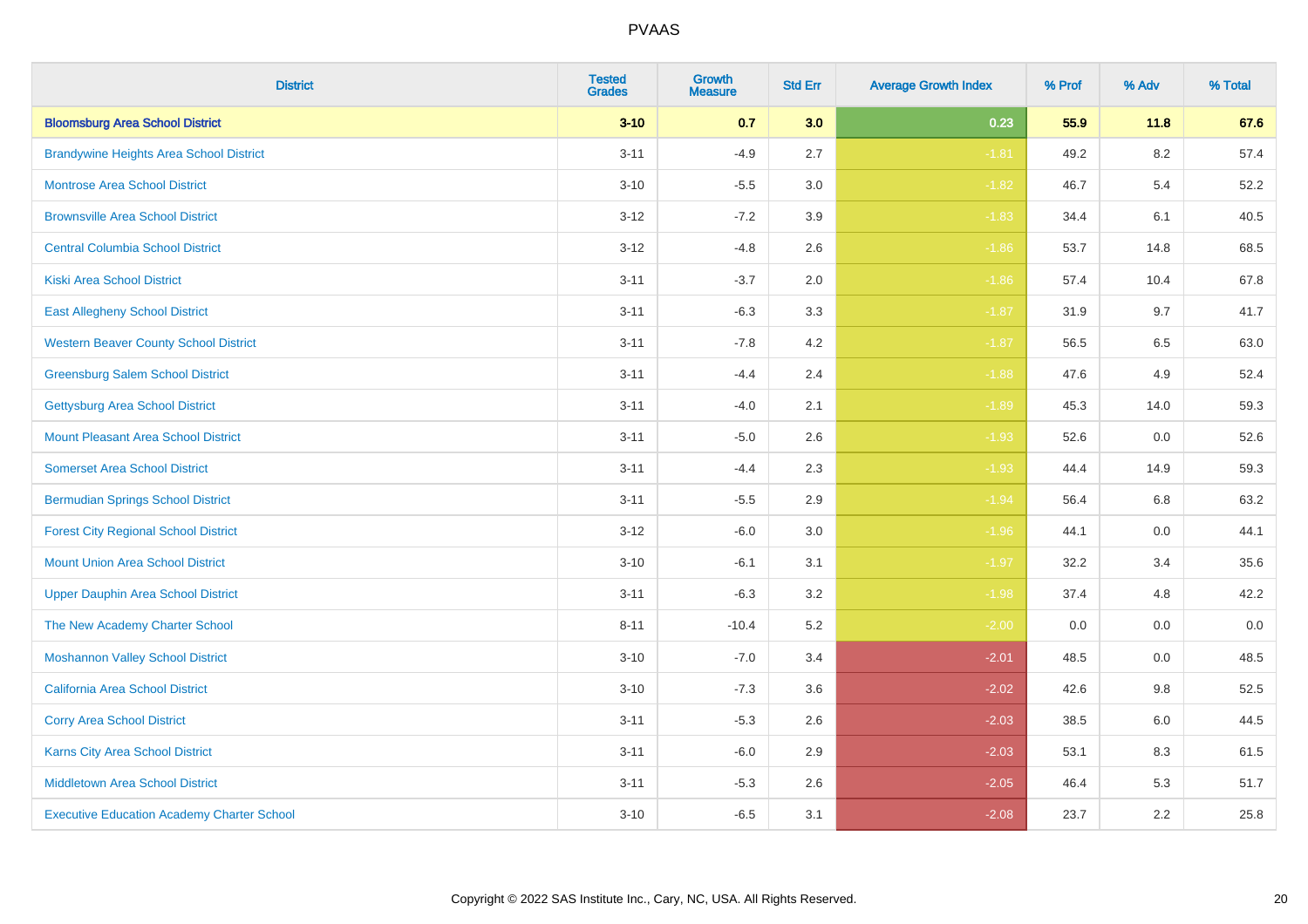| District | Tested Grades | Growth Measure | Std Err | Average Growth Index | % Prof | % Adv | % Total |
|---|---|---|---|---|---|---|---|
| **Bloomsburg Area School District** | **3-10** | **0.7** | **3.0** | **0.23** | **55.9** | **11.8** | **67.6** |
| Brandywine Heights Area School District | 3-11 | -4.9 | 2.7 | -1.81 | 49.2 | 8.2 | 57.4 |
| Montrose Area School District | 3-10 | -5.5 | 3.0 | -1.82 | 46.7 | 5.4 | 52.2 |
| Brownsville Area School District | 3-12 | -7.2 | 3.9 | -1.83 | 34.4 | 6.1 | 40.5 |
| Central Columbia School District | 3-12 | -4.8 | 2.6 | -1.86 | 53.7 | 14.8 | 68.5 |
| Kiski Area School District | 3-11 | -3.7 | 2.0 | -1.86 | 57.4 | 10.4 | 67.8 |
| East Allegheny School District | 3-11 | -6.3 | 3.3 | -1.87 | 31.9 | 9.7 | 41.7 |
| Western Beaver County School District | 3-11 | -7.8 | 4.2 | -1.87 | 56.5 | 6.5 | 63.0 |
| Greensburg Salem School District | 3-11 | -4.4 | 2.4 | -1.88 | 47.6 | 4.9 | 52.4 |
| Gettysburg Area School District | 3-11 | -4.0 | 2.1 | -1.89 | 45.3 | 14.0 | 59.3 |
| Mount Pleasant Area School District | 3-11 | -5.0 | 2.6 | -1.93 | 52.6 | 0.0 | 52.6 |
| Somerset Area School District | 3-11 | -4.4 | 2.3 | -1.93 | 44.4 | 14.9 | 59.3 |
| Bermudian Springs School District | 3-11 | -5.5 | 2.9 | -1.94 | 56.4 | 6.8 | 63.2 |
| Forest City Regional School District | 3-12 | -6.0 | 3.0 | -1.96 | 44.1 | 0.0 | 44.1 |
| Mount Union Area School District | 3-10 | -6.1 | 3.1 | -1.97 | 32.2 | 3.4 | 35.6 |
| Upper Dauphin Area School District | 3-11 | -6.3 | 3.2 | -1.98 | 37.4 | 4.8 | 42.2 |
| The New Academy Charter School | 8-11 | -10.4 | 5.2 | -2.00 | 0.0 | 0.0 | 0.0 |
| Moshannon Valley School District | 3-10 | -7.0 | 3.4 | -2.01 | 48.5 | 0.0 | 48.5 |
| California Area School District | 3-10 | -7.3 | 3.6 | -2.02 | 42.6 | 9.8 | 52.5 |
| Corry Area School District | 3-11 | -5.3 | 2.6 | -2.03 | 38.5 | 6.0 | 44.5 |
| Karns City Area School District | 3-11 | -6.0 | 2.9 | -2.03 | 53.1 | 8.3 | 61.5 |
| Middletown Area School District | 3-11 | -5.3 | 2.6 | -2.05 | 46.4 | 5.3 | 51.7 |
| Executive Education Academy Charter School | 3-10 | -6.5 | 3.1 | -2.08 | 23.7 | 2.2 | 25.8 |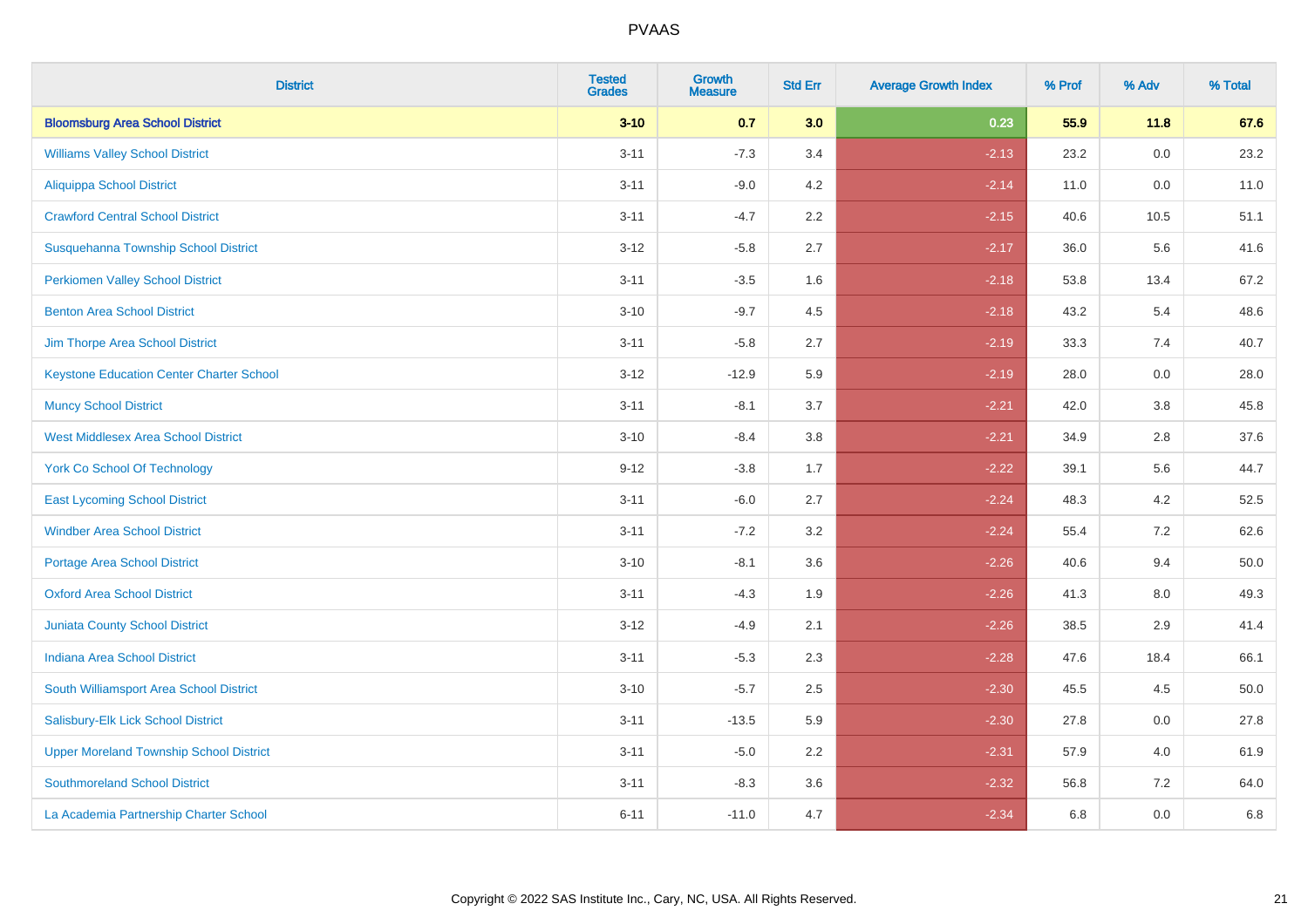| District | Tested Grades | Growth Measure | Std Err | Average Growth Index | % Prof | % Adv | % Total |
|---|---|---|---|---|---|---|---|
| **Bloomsburg Area School District** | **3-10** | **0.7** | **3.0** | **0.23** | **55.9** | **11.8** | **67.6** |
| Williams Valley School District | 3-11 | -7.3 | 3.4 | -2.13 | 23.2 | 0.0 | 23.2 |
| Aliquippa School District | 3-11 | -9.0 | 4.2 | -2.14 | 11.0 | 0.0 | 11.0 |
| Crawford Central School District | 3-11 | -4.7 | 2.2 | -2.15 | 40.6 | 10.5 | 51.1 |
| Susquehanna Township School District | 3-12 | -5.8 | 2.7 | -2.17 | 36.0 | 5.6 | 41.6 |
| Perkiomen Valley School District | 3-11 | -3.5 | 1.6 | -2.18 | 53.8 | 13.4 | 67.2 |
| Benton Area School District | 3-10 | -9.7 | 4.5 | -2.18 | 43.2 | 5.4 | 48.6 |
| Jim Thorpe Area School District | 3-11 | -5.8 | 2.7 | -2.19 | 33.3 | 7.4 | 40.7 |
| Keystone Education Center Charter School | 3-12 | -12.9 | 5.9 | -2.19 | 28.0 | 0.0 | 28.0 |
| Muncy School District | 3-11 | -8.1 | 3.7 | -2.21 | 42.0 | 3.8 | 45.8 |
| West Middlesex Area School District | 3-10 | -8.4 | 3.8 | -2.21 | 34.9 | 2.8 | 37.6 |
| York Co School Of Technology | 9-12 | -3.8 | 1.7 | -2.22 | 39.1 | 5.6 | 44.7 |
| East Lycoming School District | 3-11 | -6.0 | 2.7 | -2.24 | 48.3 | 4.2 | 52.5 |
| Windber Area School District | 3-11 | -7.2 | 3.2 | -2.24 | 55.4 | 7.2 | 62.6 |
| Portage Area School District | 3-10 | -8.1 | 3.6 | -2.26 | 40.6 | 9.4 | 50.0 |
| Oxford Area School District | 3-11 | -4.3 | 1.9 | -2.26 | 41.3 | 8.0 | 49.3 |
| Juniata County School District | 3-12 | -4.9 | 2.1 | -2.26 | 38.5 | 2.9 | 41.4 |
| Indiana Area School District | 3-11 | -5.3 | 2.3 | -2.28 | 47.6 | 18.4 | 66.1 |
| South Williamsport Area School District | 3-10 | -5.7 | 2.5 | -2.30 | 45.5 | 4.5 | 50.0 |
| Salisbury-Elk Lick School District | 3-11 | -13.5 | 5.9 | -2.30 | 27.8 | 0.0 | 27.8 |
| Upper Moreland Township School District | 3-11 | -5.0 | 2.2 | -2.31 | 57.9 | 4.0 | 61.9 |
| Southmoreland School District | 3-11 | -8.3 | 3.6 | -2.32 | 56.8 | 7.2 | 64.0 |
| La Academia Partnership Charter School | 6-11 | -11.0 | 4.7 | -2.34 | 6.8 | 0.0 | 6.8 |

Copyright © 2022 SAS Institute Inc., Cary, NC, USA. All Rights Reserved.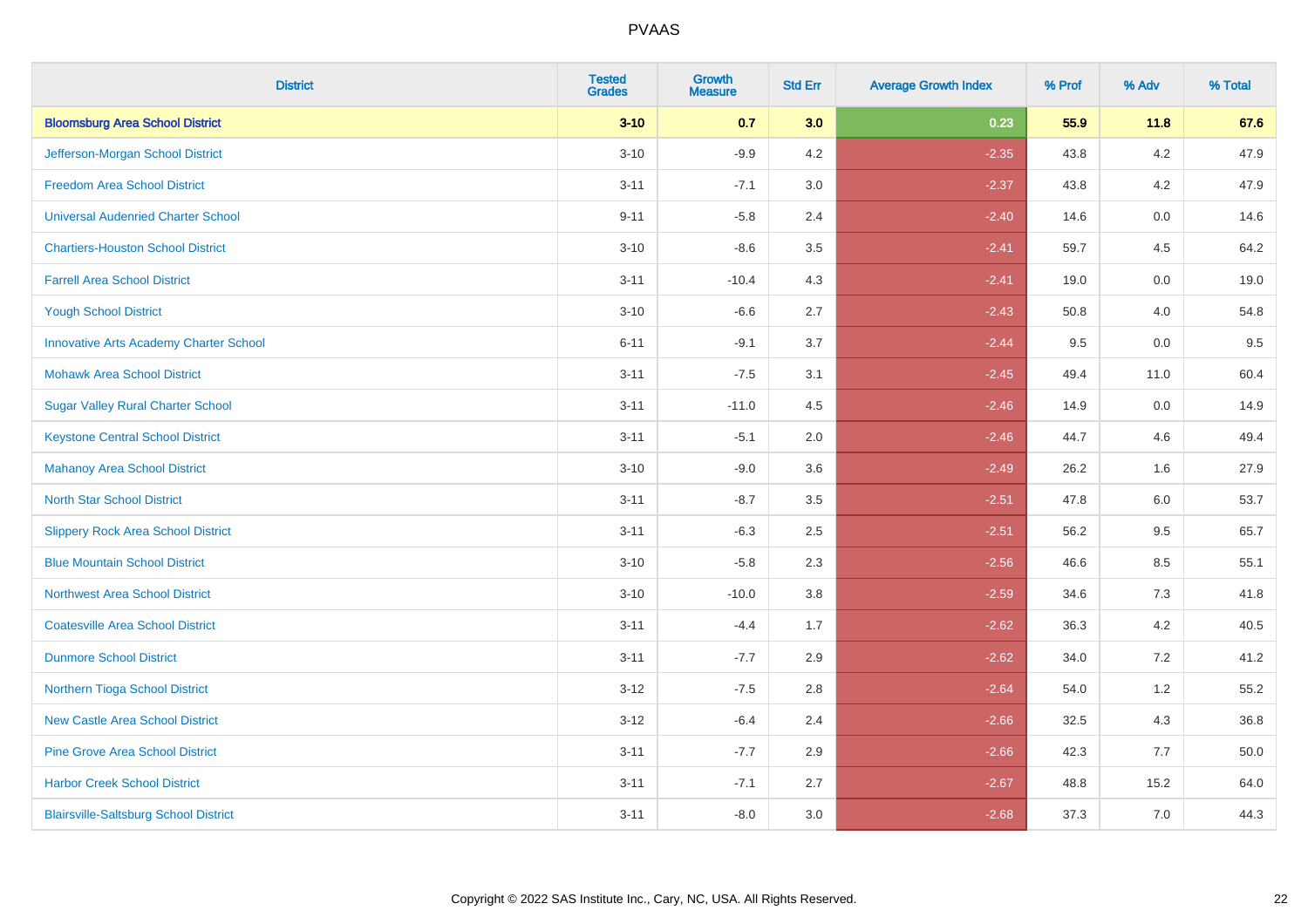# PVAAS

| District | Tested Grades | Growth Measure | Std Err | Average Growth Index | % Prof | % Adv | % Total |
|---|---|---|---|---|---|---|---|
| **Bloomsburg Area School District** | **3-10** | **0.7** | **3.0** | **0.23** | **55.9** | **11.8** | **67.6** |
| Jefferson-Morgan School District | 3-10 | -9.9 | 4.2 | -2.35 | 43.8 | 4.2 | 47.9 |
| Freedom Area School District | 3-11 | -7.1 | 3.0 | -2.37 | 43.8 | 4.2 | 47.9 |
| Universal Audenried Charter School | 9-11 | -5.8 | 2.4 | -2.40 | 14.6 | 0.0 | 14.6 |
| Chartiers-Houston School District | 3-10 | -8.6 | 3.5 | -2.41 | 59.7 | 4.5 | 64.2 |
| Farrell Area School District | 3-11 | -10.4 | 4.3 | -2.41 | 19.0 | 0.0 | 19.0 |
| Yough School District | 3-10 | -6.6 | 2.7 | -2.43 | 50.8 | 4.0 | 54.8 |
| Innovative Arts Academy Charter School | 6-11 | -9.1 | 3.7 | -2.44 | 9.5 | 0.0 | 9.5 |
| Mohawk Area School District | 3-11 | -7.5 | 3.1 | -2.45 | 49.4 | 11.0 | 60.4 |
| Sugar Valley Rural Charter School | 3-11 | -11.0 | 4.5 | -2.46 | 14.9 | 0.0 | 14.9 |
| Keystone Central School District | 3-11 | -5.1 | 2.0 | -2.46 | 44.7 | 4.6 | 49.4 |
| Mahanoy Area School District | 3-10 | -9.0 | 3.6 | -2.49 | 26.2 | 1.6 | 27.9 |
| North Star School District | 3-11 | -8.7 | 3.5 | -2.51 | 47.8 | 6.0 | 53.7 |
| Slippery Rock Area School District | 3-11 | -6.3 | 2.5 | -2.51 | 56.2 | 9.5 | 65.7 |
| Blue Mountain School District | 3-10 | -5.8 | 2.3 | -2.56 | 46.6 | 8.5 | 55.1 |
| Northwest Area School District | 3-10 | -10.0 | 3.8 | -2.59 | 34.6 | 7.3 | 41.8 |
| Coatesville Area School District | 3-11 | -4.4 | 1.7 | -2.62 | 36.3 | 4.2 | 40.5 |
| Dunmore School District | 3-11 | -7.7 | 2.9 | -2.62 | 34.0 | 7.2 | 41.2 |
| Northern Tioga School District | 3-12 | -7.5 | 2.8 | -2.64 | 54.0 | 1.2 | 55.2 |
| New Castle Area School District | 3-12 | -6.4 | 2.4 | -2.66 | 32.5 | 4.3 | 36.8 |
| Pine Grove Area School District | 3-11 | -7.7 | 2.9 | -2.66 | 42.3 | 7.7 | 50.0 |
| Harbor Creek School District | 3-11 | -7.1 | 2.7 | -2.67 | 48.8 | 15.2 | 64.0 |
| Blairsville-Saltsburg School District | 3-11 | -8.0 | 3.0 | -2.68 | 37.3 | 7.0 | 44.3 |

Copyright © 2022 SAS Institute Inc., Cary, NC, USA. All Rights Reserved.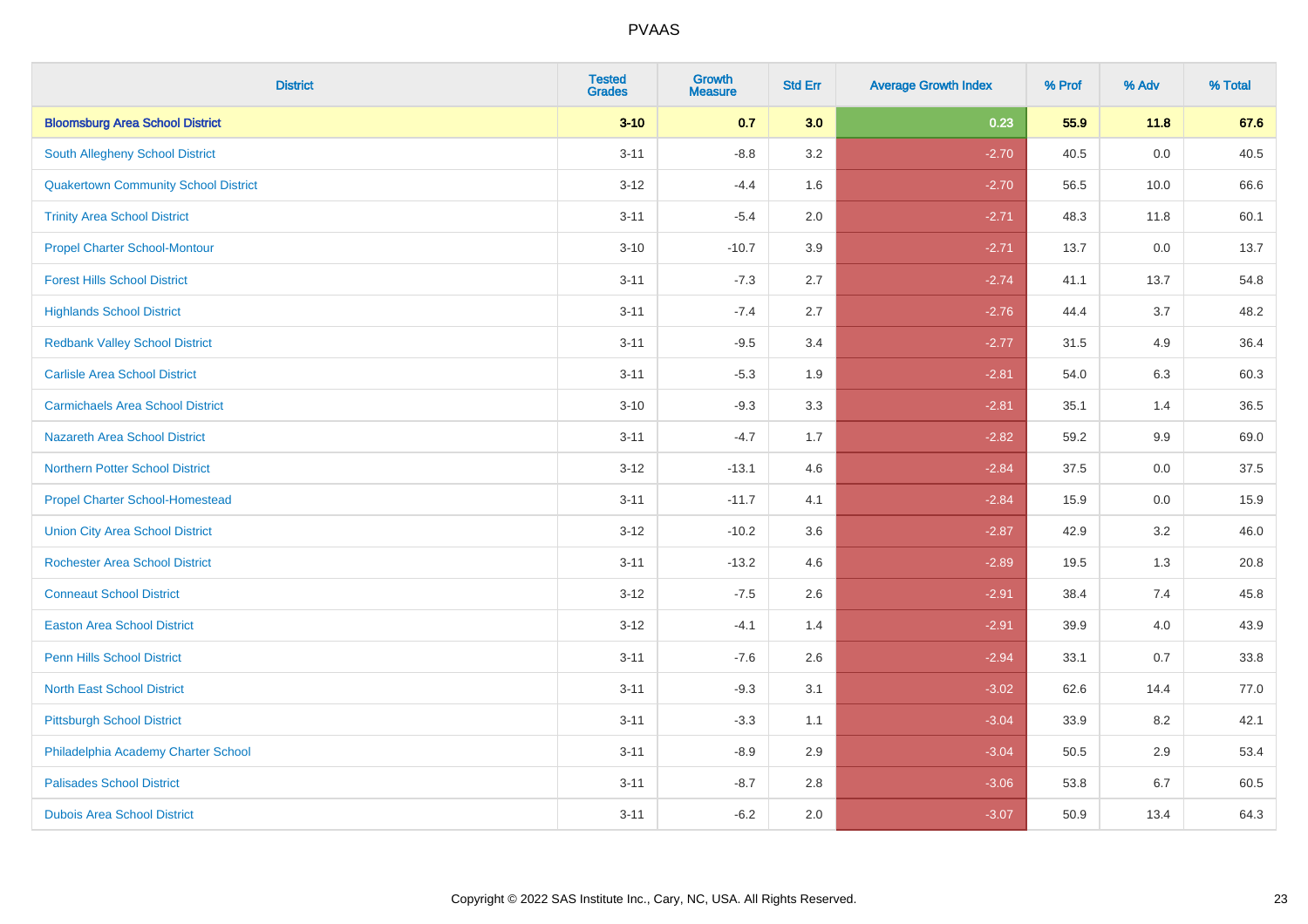| District | Tested Grades | Growth Measure | Std Err | Average Growth Index | % Prof | % Adv | % Total |
|---|---|---|---|---|---|---|---|
| **Bloomsburg Area School District** | **3-10** | **0.7** | **3.0** | **0.23** | **55.9** | **11.8** | **67.6** |
| South Allegheny School District | 3-11 | -8.8 | 3.2 | -2.70 | 40.5 | 0.0 | 40.5 |
| Quakertown Community School District | 3-12 | -4.4 | 1.6 | -2.70 | 56.5 | 10.0 | 66.6 |
| Trinity Area School District | 3-11 | -5.4 | 2.0 | -2.71 | 48.3 | 11.8 | 60.1 |
| Propel Charter School-Montour | 3-10 | -10.7 | 3.9 | -2.71 | 13.7 | 0.0 | 13.7 |
| Forest Hills School District | 3-11 | -7.3 | 2.7 | -2.74 | 41.1 | 13.7 | 54.8 |
| Highlands School District | 3-11 | -7.4 | 2.7 | -2.76 | 44.4 | 3.7 | 48.2 |
| Redbank Valley School District | 3-11 | -9.5 | 3.4 | -2.77 | 31.5 | 4.9 | 36.4 |
| Carlisle Area School District | 3-11 | -5.3 | 1.9 | -2.81 | 54.0 | 6.3 | 60.3 |
| Carmichaels Area School District | 3-10 | -9.3 | 3.3 | -2.81 | 35.1 | 1.4 | 36.5 |
| Nazareth Area School District | 3-11 | -4.7 | 1.7 | -2.82 | 59.2 | 9.9 | 69.0 |
| Northern Potter School District | 3-12 | -13.1 | 4.6 | -2.84 | 37.5 | 0.0 | 37.5 |
| Propel Charter School-Homestead | 3-11 | -11.7 | 4.1 | -2.84 | 15.9 | 0.0 | 15.9 |
| Union City Area School District | 3-12 | -10.2 | 3.6 | -2.87 | 42.9 | 3.2 | 46.0 |
| Rochester Area School District | 3-11 | -13.2 | 4.6 | -2.89 | 19.5 | 1.3 | 20.8 |
| Conneaut School District | 3-12 | -7.5 | 2.6 | -2.91 | 38.4 | 7.4 | 45.8 |
| Easton Area School District | 3-12 | -4.1 | 1.4 | -2.91 | 39.9 | 4.0 | 43.9 |
| Penn Hills School District | 3-11 | -7.6 | 2.6 | -2.94 | 33.1 | 0.7 | 33.8 |
| North East School District | 3-11 | -9.3 | 3.1 | -3.02 | 62.6 | 14.4 | 77.0 |
| Pittsburgh School District | 3-11 | -3.3 | 1.1 | -3.04 | 33.9 | 8.2 | 42.1 |
| Philadelphia Academy Charter School | 3-11 | -8.9 | 2.9 | -3.04 | 50.5 | 2.9 | 53.4 |
| Palisades School District | 3-11 | -8.7 | 2.8 | -3.06 | 53.8 | 6.7 | 60.5 |
| Dubois Area School District | 3-11 | -6.2 | 2.0 | -3.07 | 50.9 | 13.4 | 64.3 |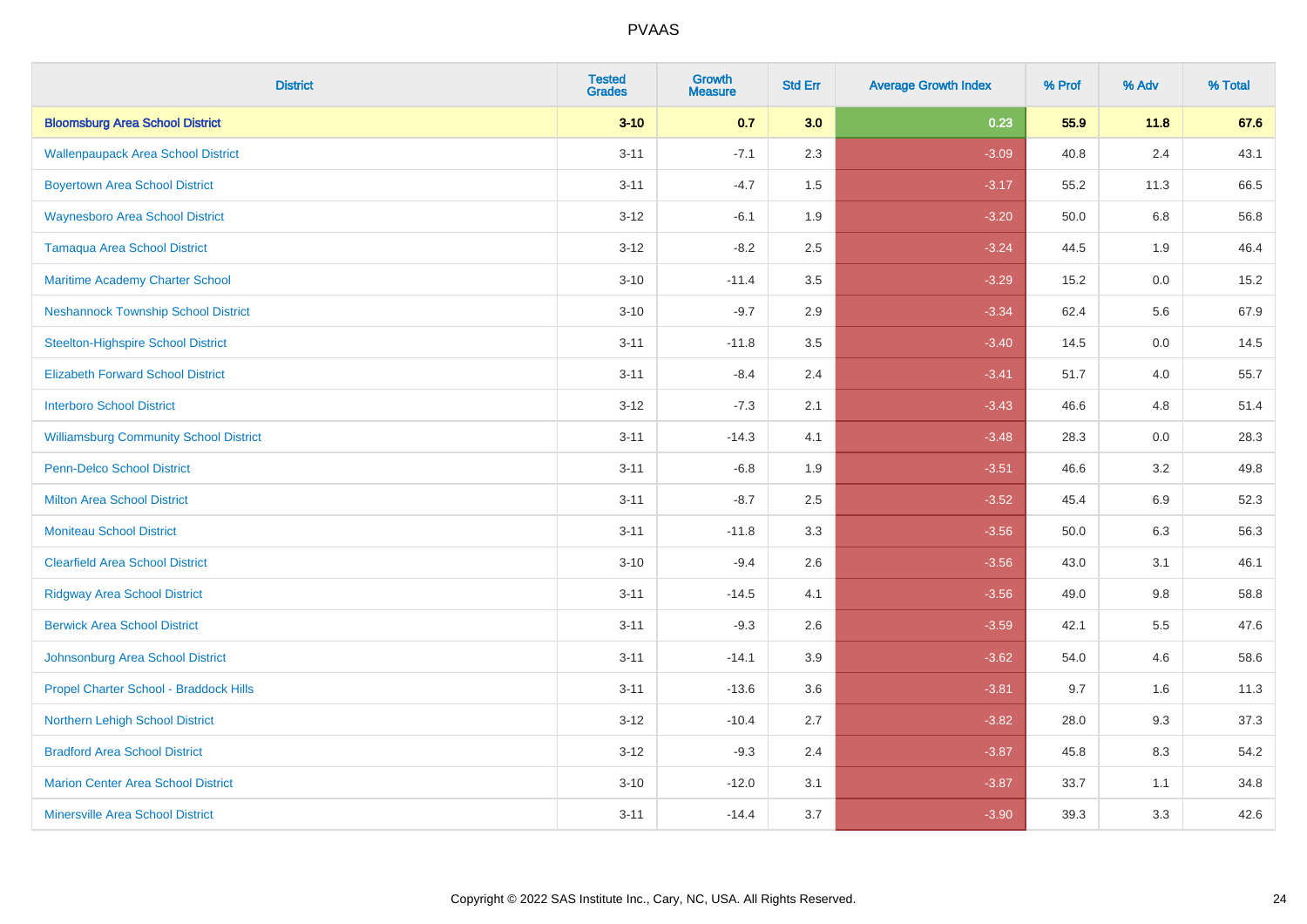# PVAAS

| District | Tested Grades | Growth Measure | Std Err | Average Growth Index | % Prof | % Adv | % Total |
|---|---|---|---|---|---|---|---|
| **Bloomsburg Area School District** | **3-10** | **0.7** | **3.0** | **0.23** | **55.9** | **11.8** | **67.6** |
| Wallenpaupack Area School District | 3-11 | -7.1 | 2.3 | -3.09 | 40.8 | 2.4 | 43.1 |
| Boyertown Area School District | 3-11 | -4.7 | 1.5 | -3.17 | 55.2 | 11.3 | 66.5 |
| Waynesboro Area School District | 3-12 | -6.1 | 1.9 | -3.20 | 50.0 | 6.8 | 56.8 |
| Tamaqua Area School District | 3-12 | -8.2 | 2.5 | -3.24 | 44.5 | 1.9 | 46.4 |
| Maritime Academy Charter School | 3-10 | -11.4 | 3.5 | -3.29 | 15.2 | 0.0 | 15.2 |
| Neshannock Township School District | 3-10 | -9.7 | 2.9 | -3.34 | 62.4 | 5.6 | 67.9 |
| Steelton-Highspire School District | 3-11 | -11.8 | 3.5 | -3.40 | 14.5 | 0.0 | 14.5 |
| Elizabeth Forward School District | 3-11 | -8.4 | 2.4 | -3.41 | 51.7 | 4.0 | 55.7 |
| Interboro School District | 3-12 | -7.3 | 2.1 | -3.43 | 46.6 | 4.8 | 51.4 |
| Williamsburg Community School District | 3-11 | -14.3 | 4.1 | -3.48 | 28.3 | 0.0 | 28.3 |
| Penn-Delco School District | 3-11 | -6.8 | 1.9 | -3.51 | 46.6 | 3.2 | 49.8 |
| Milton Area School District | 3-11 | -8.7 | 2.5 | -3.52 | 45.4 | 6.9 | 52.3 |
| Moniteau School District | 3-11 | -11.8 | 3.3 | -3.56 | 50.0 | 6.3 | 56.3 |
| Clearfield Area School District | 3-10 | -9.4 | 2.6 | -3.56 | 43.0 | 3.1 | 46.1 |
| Ridgway Area School District | 3-11 | -14.5 | 4.1 | -3.56 | 49.0 | 9.8 | 58.8 |
| Berwick Area School District | 3-11 | -9.3 | 2.6 | -3.59 | 42.1 | 5.5 | 47.6 |
| Johnsonburg Area School District | 3-11 | -14.1 | 3.9 | -3.62 | 54.0 | 4.6 | 58.6 |
| Propel Charter School - Braddock Hills | 3-11 | -13.6 | 3.6 | -3.81 | 9.7 | 1.6 | 11.3 |
| Northern Lehigh School District | 3-12 | -10.4 | 2.7 | -3.82 | 28.0 | 9.3 | 37.3 |
| Bradford Area School District | 3-12 | -9.3 | 2.4 | -3.87 | 45.8 | 8.3 | 54.2 |
| Marion Center Area School District | 3-10 | -12.0 | 3.1 | -3.87 | 33.7 | 1.1 | 34.8 |
| Minersville Area School District | 3-11 | -14.4 | 3.7 | -3.90 | 39.3 | 3.3 | 42.6 |

Copyright © 2022 SAS Institute Inc., Cary, NC, USA. All Rights Reserved.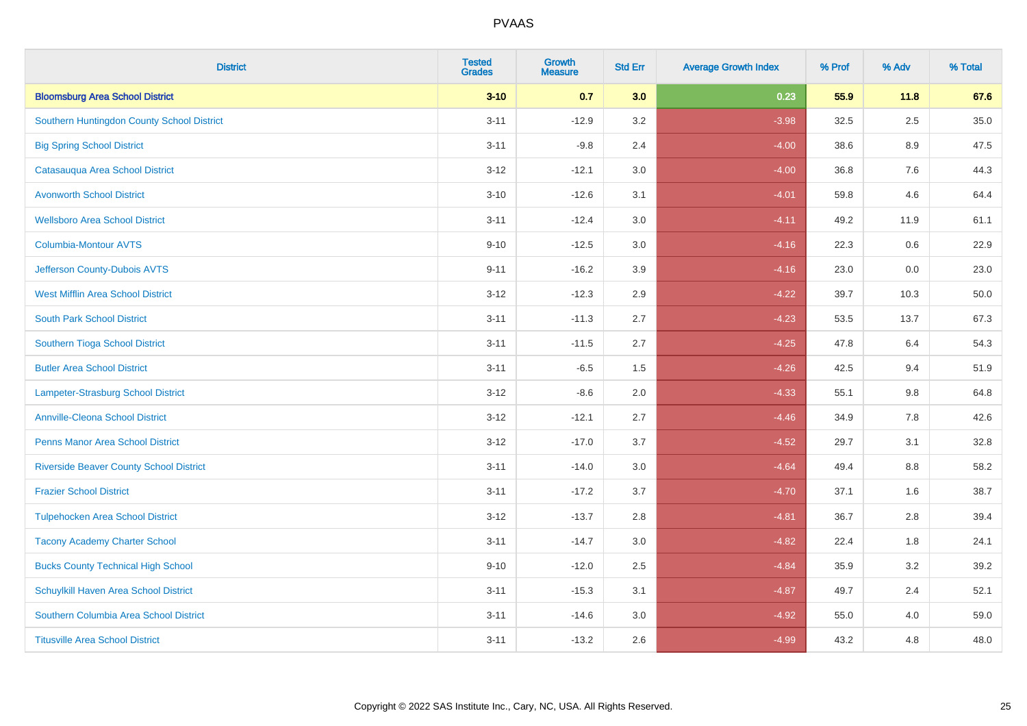# PVAAS

| District | Tested Grades | Growth Measure | Std Err | Average Growth Index | % Prof | % Adv | % Total |
|---|---|---|---|---|---|---|---|
| **Bloomsburg Area School District** | **3-10** | **0.7** | **3.0** | **0.23** | **55.9** | **11.8** | **67.6** |
| Southern Huntingdon County School District | 3-11 | -12.9 | 3.2 | -3.98 | 32.5 | 2.5 | 35.0 |
| Big Spring School District | 3-11 | -9.8 | 2.4 | -4.00 | 38.6 | 8.9 | 47.5 |
| Catasauqua Area School District | 3-12 | -12.1 | 3.0 | -4.00 | 36.8 | 7.6 | 44.3 |
| Avonworth School District | 3-10 | -12.6 | 3.1 | -4.01 | 59.8 | 4.6 | 64.4 |
| Wellsboro Area School District | 3-11 | -12.4 | 3.0 | -4.11 | 49.2 | 11.9 | 61.1 |
| Columbia-Montour AVTS | 9-10 | -12.5 | 3.0 | -4.16 | 22.3 | 0.6 | 22.9 |
| Jefferson County-Dubois AVTS | 9-11 | -16.2 | 3.9 | -4.16 | 23.0 | 0.0 | 23.0 |
| West Mifflin Area School District | 3-12 | -12.3 | 2.9 | -4.22 | 39.7 | 10.3 | 50.0 |
| South Park School District | 3-11 | -11.3 | 2.7 | -4.23 | 53.5 | 13.7 | 67.3 |
| Southern Tioga School District | 3-11 | -11.5 | 2.7 | -4.25 | 47.8 | 6.4 | 54.3 |
| Butler Area School District | 3-11 | -6.5 | 1.5 | -4.26 | 42.5 | 9.4 | 51.9 |
| Lampeter-Strasburg School District | 3-12 | -8.6 | 2.0 | -4.33 | 55.1 | 9.8 | 64.8 |
| Annville-Cleona School District | 3-12 | -12.1 | 2.7 | -4.46 | 34.9 | 7.8 | 42.6 |
| Penns Manor Area School District | 3-12 | -17.0 | 3.7 | -4.52 | 29.7 | 3.1 | 32.8 |
| Riverside Beaver County School District | 3-11 | -14.0 | 3.0 | -4.64 | 49.4 | 8.8 | 58.2 |
| Frazier School District | 3-11 | -17.2 | 3.7 | -4.70 | 37.1 | 1.6 | 38.7 |
| Tulpehocken Area School District | 3-12 | -13.7 | 2.8 | -4.81 | 36.7 | 2.8 | 39.4 |
| Tacony Academy Charter School | 3-11 | -14.7 | 3.0 | -4.82 | 22.4 | 1.8 | 24.1 |
| Bucks County Technical High School | 9-10 | -12.0 | 2.5 | -4.84 | 35.9 | 3.2 | 39.2 |
| Schuylkill Haven Area School District | 3-11 | -15.3 | 3.1 | -4.87 | 49.7 | 2.4 | 52.1 |
| Southern Columbia Area School District | 3-11 | -14.6 | 3.0 | -4.92 | 55.0 | 4.0 | 59.0 |
| Titusville Area School District | 3-11 | -13.2 | 2.6 | -4.99 | 43.2 | 4.8 | 48.0 |

Copyright © 2022 SAS Institute Inc., Cary, NC, USA. All Rights Reserved.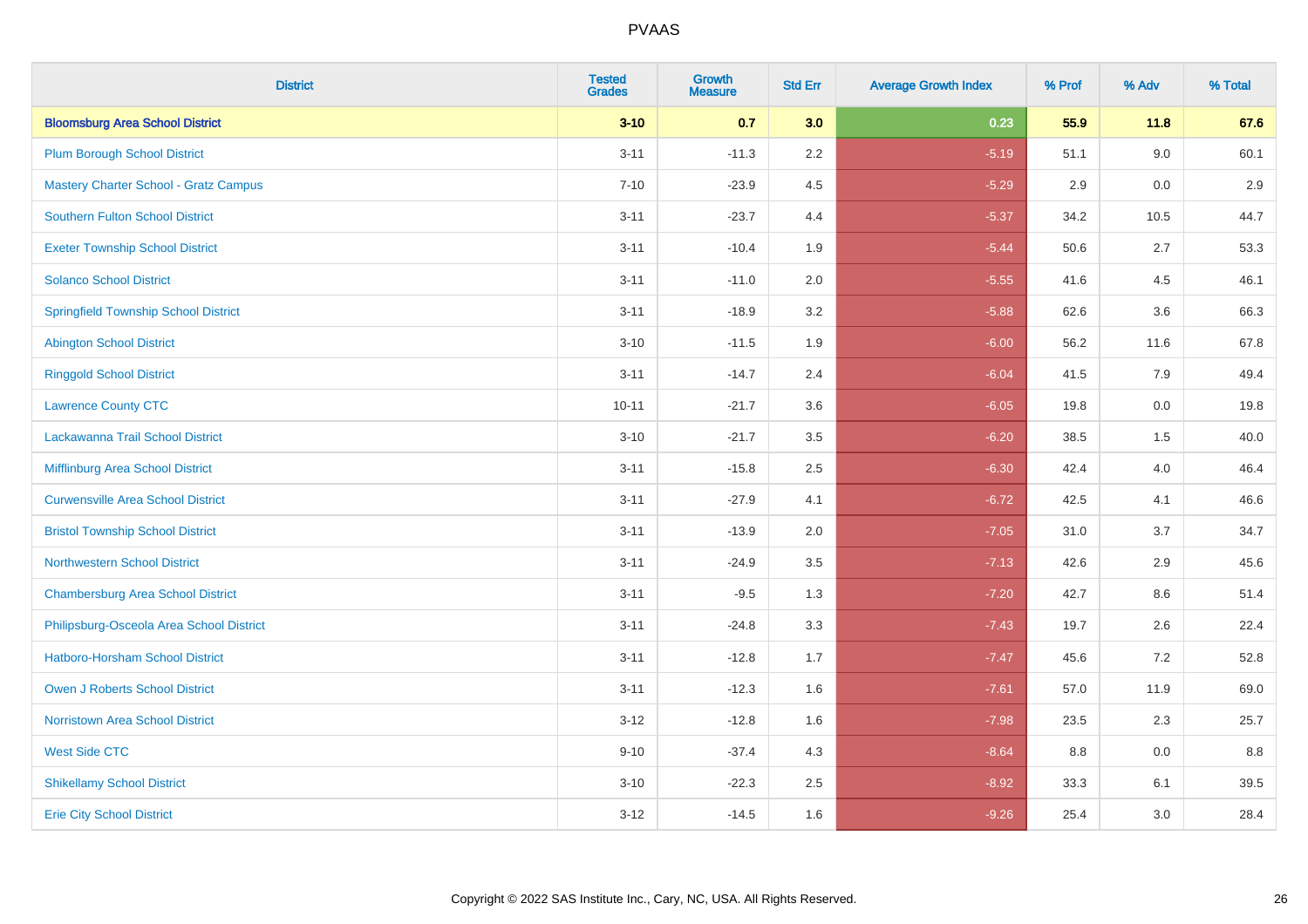| District | Tested Grades | Growth Measure | Std Err | Average Growth Index | % Prof | % Adv | % Total |
|---|---|---|---|---|---|---|---|
| **Bloomsburg Area School District** | **3-10** | **0.7** | **3.0** | **0.23** | **55.9** | **11.8** | **67.6** |
| Plum Borough School District | 3-11 | -11.3 | 2.2 | -5.19 | 51.1 | 9.0 | 60.1 |
| Mastery Charter School - Gratz Campus | 7-10 | -23.9 | 4.5 | -5.29 | 2.9 | 0.0 | 2.9 |
| Southern Fulton School District | 3-11 | -23.7 | 4.4 | -5.37 | 34.2 | 10.5 | 44.7 |
| Exeter Township School District | 3-11 | -10.4 | 1.9 | -5.44 | 50.6 | 2.7 | 53.3 |
| Solanco School District | 3-11 | -11.0 | 2.0 | -5.55 | 41.6 | 4.5 | 46.1 |
| Springfield Township School District | 3-11 | -18.9 | 3.2 | -5.88 | 62.6 | 3.6 | 66.3 |
| Abington School District | 3-10 | -11.5 | 1.9 | -6.00 | 56.2 | 11.6 | 67.8 |
| Ringgold School District | 3-11 | -14.7 | 2.4 | -6.04 | 41.5 | 7.9 | 49.4 |
| Lawrence County CTC | 10-11 | -21.7 | 3.6 | -6.05 | 19.8 | 0.0 | 19.8 |
| Lackawanna Trail School District | 3-10 | -21.7 | 3.5 | -6.20 | 38.5 | 1.5 | 40.0 |
| Mifflinburg Area School District | 3-11 | -15.8 | 2.5 | -6.30 | 42.4 | 4.0 | 46.4 |
| Curwensville Area School District | 3-11 | -27.9 | 4.1 | -6.72 | 42.5 | 4.1 | 46.6 |
| Bristol Township School District | 3-11 | -13.9 | 2.0 | -7.05 | 31.0 | 3.7 | 34.7 |
| Northwestern School District | 3-11 | -24.9 | 3.5 | -7.13 | 42.6 | 2.9 | 45.6 |
| Chambersburg Area School District | 3-11 | -9.5 | 1.3 | -7.20 | 42.7 | 8.6 | 51.4 |
| Philipsburg-Osceola Area School District | 3-11 | -24.8 | 3.3 | -7.43 | 19.7 | 2.6 | 22.4 |
| Hatboro-Horsham School District | 3-11 | -12.8 | 1.7 | -7.47 | 45.6 | 7.2 | 52.8 |
| Owen J Roberts School District | 3-11 | -12.3 | 1.6 | -7.61 | 57.0 | 11.9 | 69.0 |
| Norristown Area School District | 3-12 | -12.8 | 1.6 | -7.98 | 23.5 | 2.3 | 25.7 |
| West Side CTC | 9-10 | -37.4 | 4.3 | -8.64 | 8.8 | 0.0 | 8.8 |
| Shikellamy School District | 3-10 | -22.3 | 2.5 | -8.92 | 33.3 | 6.1 | 39.5 |
| Erie City School District | 3-12 | -14.5 | 1.6 | -9.26 | 25.4 | 3.0 | 28.4 |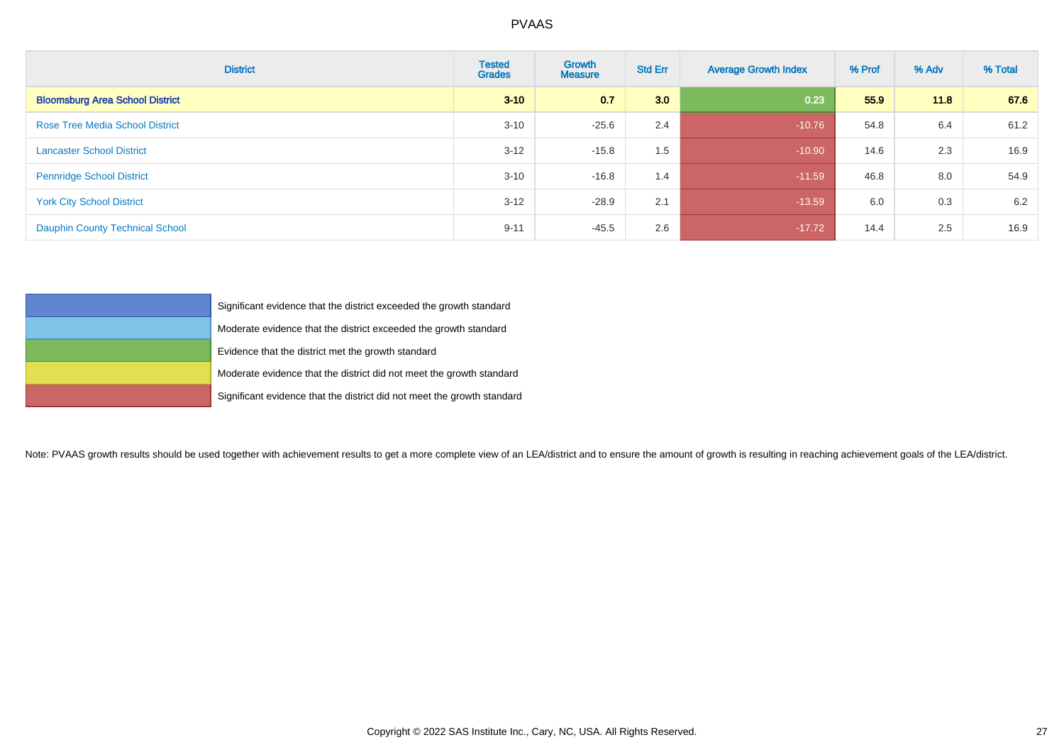# PVAAS

| District | Tested Grades | Growth Measure | Std Err | Average Growth Index | % Prof | % Adv | % Total |
|---|---|---|---|---|---|---|---|
| **Bloomsburg Area School District** | **3-10** | **0.7** | **3.0** | **0.23** | **55.9** | **11.8** | **67.6** |
| Rose Tree Media School District | 3-10 | -25.6 | 2.4 | -10.76 | 54.8 | 6.4 | 61.2 |
| Lancaster School District | 3-12 | -15.8 | 1.5 | -10.90 | 14.6 | 2.3 | 16.9 |
| Pennridge School District | 3-10 | -16.8 | 1.4 | -11.59 | 46.8 | 8.0 | 54.9 |
| York City School District | 3-12 | -28.9 | 2.1 | -13.59 | 6.0 | 0.3 | 6.2 |
| Dauphin County Technical School | 9-11 | -45.5 | 2.6 | -17.72 | 14.4 | 2.5 | 16.9 |

Significant evidence that the district exceeded the growth standard

Moderate evidence that the district exceeded the growth standard

Evidence that the district met the growth standard

Moderate evidence that the district did not meet the growth standard

Significant evidence that the district did not meet the growth standard

Note: PVAAS growth results should be used together with achievement results to get a more complete view of an LEA/district and to ensure the amount of growth is resulting in reaching achievement goals of the LEA/district.

Copyright © 2022 SAS Institute Inc., Cary, NC, USA. All Rights Reserved.